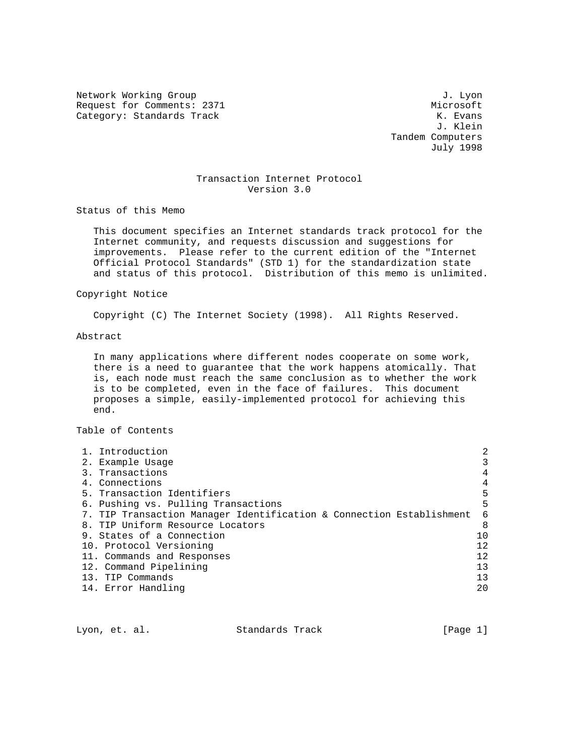Network Working Group J. Lyon
Request for Comments: 2371 Microsoft
Category: Standards Track K. Evans
J. Klein
Tandem Computers
July 1998

# Transaction Internet Protocol
Version 3.0

## Status of this Memo

This document specifies an Internet standards track protocol for the Internet community, and requests discussion and suggestions for improvements. Please refer to the current edition of the "Internet Official Protocol Standards" (STD 1) for the standardization state and status of this protocol. Distribution of this memo is unlimited.

## Copyright Notice

Copyright (C) The Internet Society (1998). All Rights Reserved.

## Abstract

In many applications where different nodes cooperate on some work, there is a need to guarantee that the work happens atomically. That is, each node must reach the same conclusion as to whether the work is to be completed, even in the face of failures. This document proposes a simple, easily-implemented protocol for achieving this end.

## Table of Contents

| | |
|---|---|
| 1. Introduction | 2 |
| 2. Example Usage | 3 |
| 3. Transactions | 4 |
| 4. Connections | 4 |
| 5. Transaction Identifiers | 5 |
| 6. Pushing vs. Pulling Transactions | 5 |
| 7. TIP Transaction Manager Identification & Connection Establishment | 6 |
| 8. TIP Uniform Resource Locators | 8 |
| 9. States of a Connection | 10 |
| 10. Protocol Versioning | 12 |
| 11. Commands and Responses | 12 |
| 12. Command Pipelining | 13 |
| 13. TIP Commands | 13 |
| 14. Error Handling | 20 |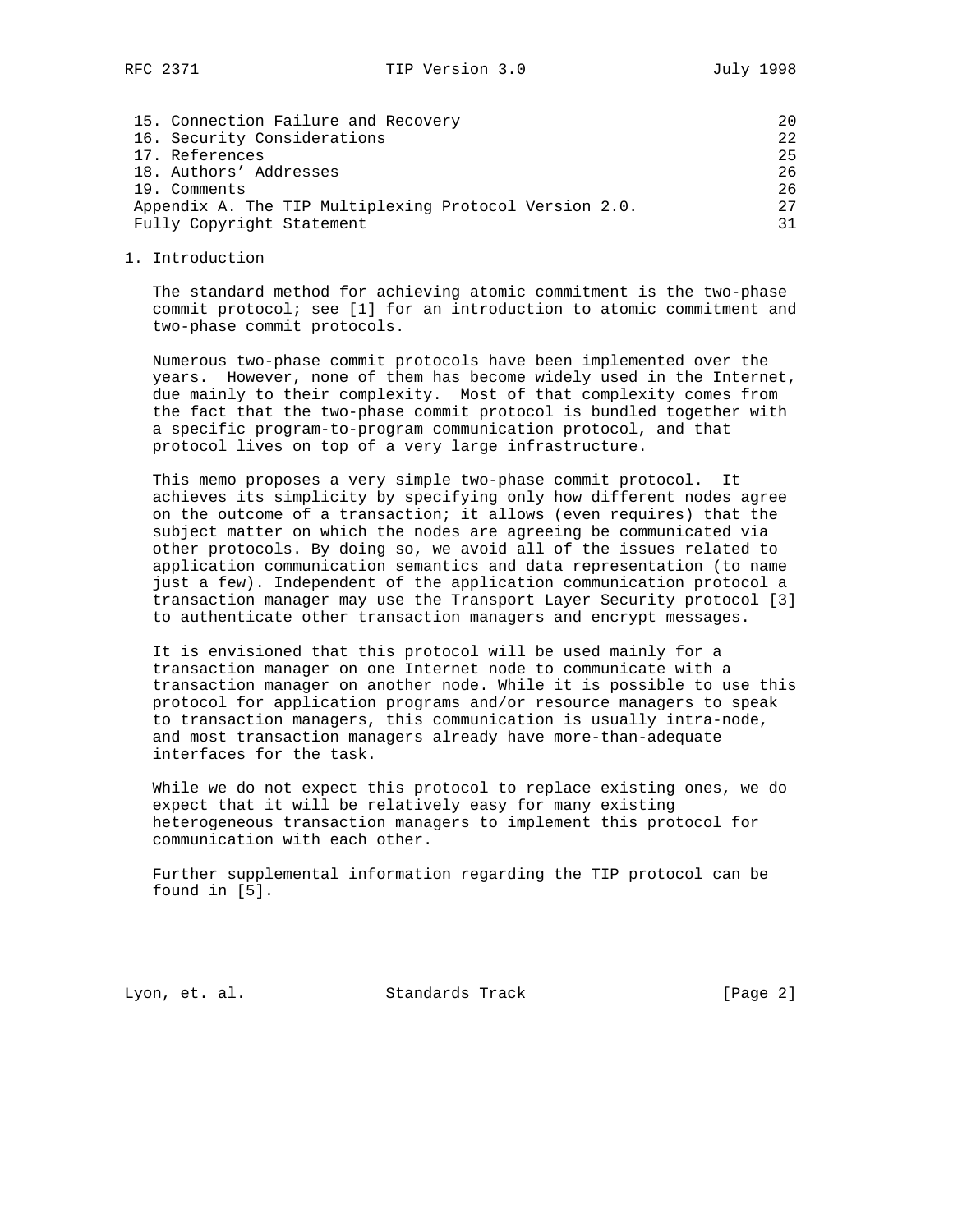| | |
|---|---|
| 15. Connection Failure and Recovery | 20 |
| 16. Security Considerations | 22 |
| 17. References | 25 |
| 18. Authors' Addresses | 26 |
| 19. Comments | 26 |
| Appendix A. The TIP Multiplexing Protocol Version 2.0. | 27 |
| Fully Copyright Statement | 31 |

## 1. Introduction

The standard method for achieving atomic commitment is the two-phase commit protocol; see [1] for an introduction to atomic commitment and two-phase commit protocols.

Numerous two-phase commit protocols have been implemented over the years. However, none of them has become widely used in the Internet, due mainly to their complexity. Most of that complexity comes from the fact that the two-phase commit protocol is bundled together with a specific program-to-program communication protocol, and that protocol lives on top of a very large infrastructure.

This memo proposes a very simple two-phase commit protocol. It achieves its simplicity by specifying only how different nodes agree on the outcome of a transaction; it allows (even requires) that the subject matter on which the nodes are agreeing be communicated via other protocols. By doing so, we avoid all of the issues related to application communication semantics and data representation (to name just a few). Independent of the application communication protocol a transaction manager may use the Transport Layer Security protocol [3] to authenticate other transaction managers and encrypt messages.

It is envisioned that this protocol will be used mainly for a transaction manager on one Internet node to communicate with a transaction manager on another node. While it is possible to use this protocol for application programs and/or resource managers to speak to transaction managers, this communication is usually intra-node, and most transaction managers already have more-than-adequate interfaces for the task.

While we do not expect this protocol to replace existing ones, we do expect that it will be relatively easy for many existing heterogeneous transaction managers to implement this protocol for communication with each other.

Further supplemental information regarding the TIP protocol can be found in [5].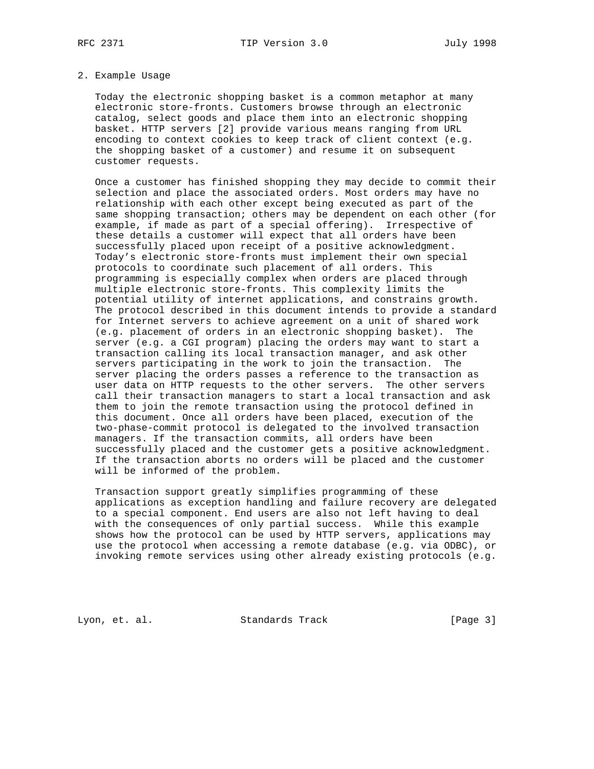## 2. Example Usage

Today the electronic shopping basket is a common metaphor at many electronic store-fronts. Customers browse through an electronic catalog, select goods and place them into an electronic shopping basket. HTTP servers [2] provide various means ranging from URL encoding to context cookies to keep track of client context (e.g. the shopping basket of a customer) and resume it on subsequent customer requests.

Once a customer has finished shopping they may decide to commit their selection and place the associated orders. Most orders may have no relationship with each other except being executed as part of the same shopping transaction; others may be dependent on each other (for example, if made as part of a special offering). Irrespective of these details a customer will expect that all orders have been successfully placed upon receipt of a positive acknowledgment. Today's electronic store-fronts must implement their own special protocols to coordinate such placement of all orders. This programming is especially complex when orders are placed through multiple electronic store-fronts. This complexity limits the potential utility of internet applications, and constrains growth. The protocol described in this document intends to provide a standard for Internet servers to achieve agreement on a unit of shared work (e.g. placement of orders in an electronic shopping basket). The server (e.g. a CGI program) placing the orders may want to start a transaction calling its local transaction manager, and ask other servers participating in the work to join the transaction. The server placing the orders passes a reference to the transaction as user data on HTTP requests to the other servers. The other servers call their transaction managers to start a local transaction and ask them to join the remote transaction using the protocol defined in this document. Once all orders have been placed, execution of the two-phase-commit protocol is delegated to the involved transaction managers. If the transaction commits, all orders have been successfully placed and the customer gets a positive acknowledgment. If the transaction aborts no orders will be placed and the customer will be informed of the problem.

Transaction support greatly simplifies programming of these applications as exception handling and failure recovery are delegated to a special component. End users are also not left having to deal with the consequences of only partial success. While this example shows how the protocol can be used by HTTP servers, applications may use the protocol when accessing a remote database (e.g. via ODBC), or invoking remote services using other already existing protocols (e.g.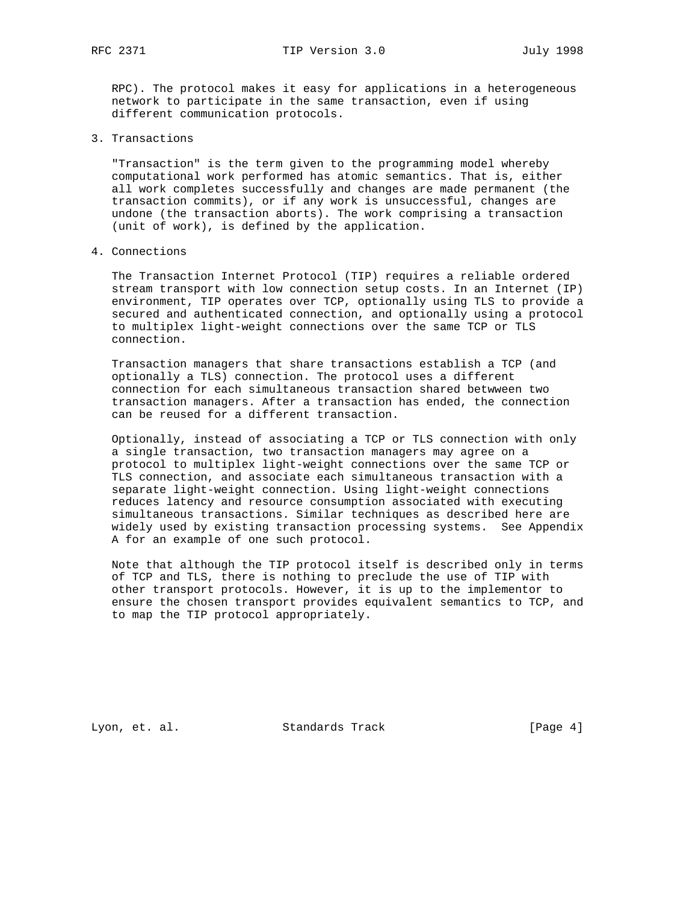RPC). The protocol makes it easy for applications in a heterogeneous network to participate in the same transaction, even if using different communication protocols.

## 3. Transactions

"Transaction" is the term given to the programming model whereby computational work performed has atomic semantics. That is, either all work completes successfully and changes are made permanent (the transaction commits), or if any work is unsuccessful, changes are undone (the transaction aborts). The work comprising a transaction (unit of work), is defined by the application.

## 4. Connections

The Transaction Internet Protocol (TIP) requires a reliable ordered stream transport with low connection setup costs. In an Internet (IP) environment, TIP operates over TCP, optionally using TLS to provide a secured and authenticated connection, and optionally using a protocol to multiplex light-weight connections over the same TCP or TLS connection.

Transaction managers that share transactions establish a TCP (and optionally a TLS) connection. The protocol uses a different connection for each simultaneous transaction shared betwween two transaction managers. After a transaction has ended, the connection can be reused for a different transaction.

Optionally, instead of associating a TCP or TLS connection with only a single transaction, two transaction managers may agree on a protocol to multiplex light-weight connections over the same TCP or TLS connection, and associate each simultaneous transaction with a separate light-weight connection. Using light-weight connections reduces latency and resource consumption associated with executing simultaneous transactions. Similar techniques as described here are widely used by existing transaction processing systems. See Appendix A for an example of one such protocol.

Note that although the TIP protocol itself is described only in terms of TCP and TLS, there is nothing to preclude the use of TIP with other transport protocols. However, it is up to the implementor to ensure the chosen transport provides equivalent semantics to TCP, and to map the TIP protocol appropriately.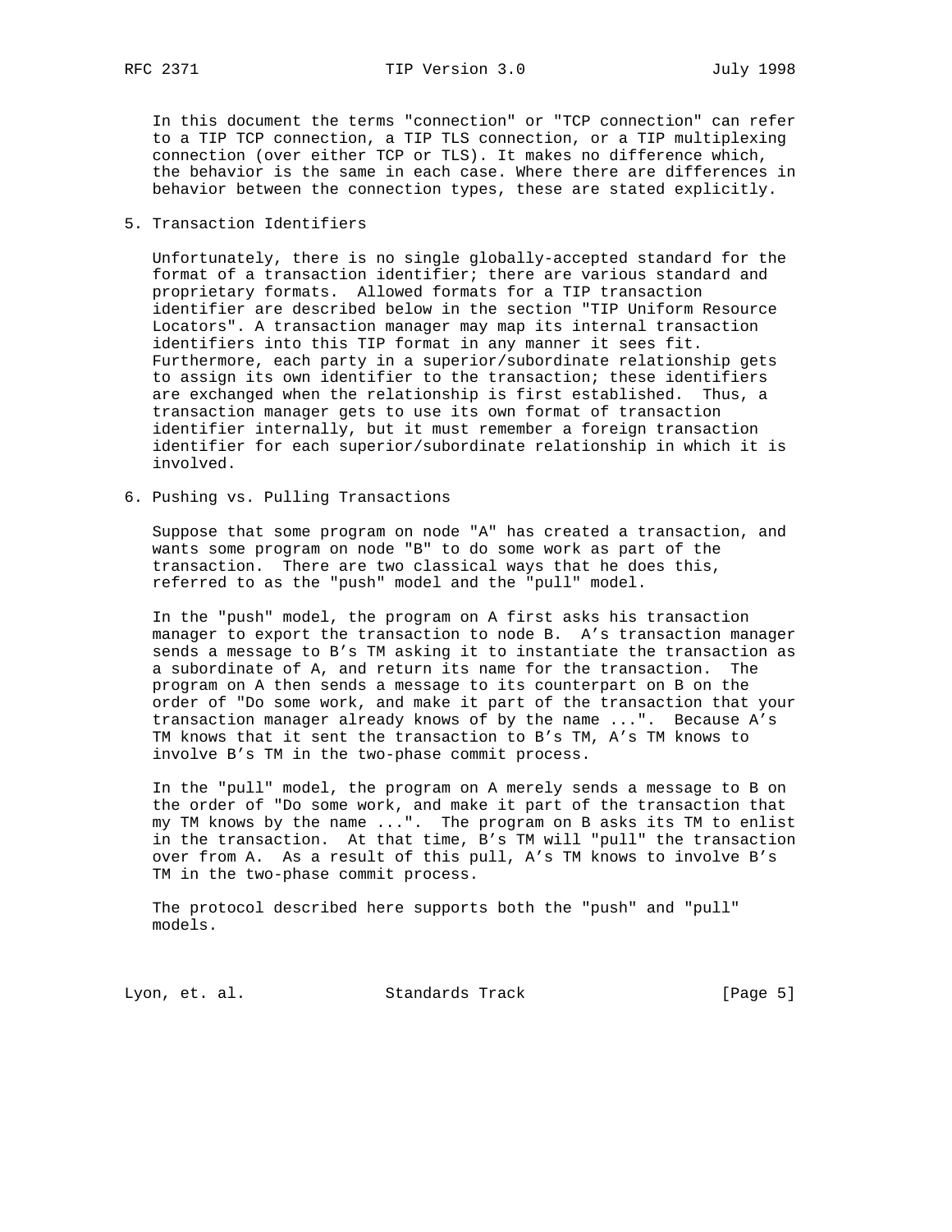In this document the terms "connection" or "TCP connection" can refer to a TIP TCP connection, a TIP TLS connection, or a TIP multiplexing connection (over either TCP or TLS). It makes no difference which, the behavior is the same in each case. Where there are differences in behavior between the connection types, these are stated explicitly.

## 5. Transaction Identifiers

Unfortunately, there is no single globally-accepted standard for the format of a transaction identifier; there are various standard and proprietary formats. Allowed formats for a TIP transaction identifier are described below in the section "TIP Uniform Resource Locators". A transaction manager may map its internal transaction identifiers into this TIP format in any manner it sees fit. Furthermore, each party in a superior/subordinate relationship gets to assign its own identifier to the transaction; these identifiers are exchanged when the relationship is first established. Thus, a transaction manager gets to use its own format of transaction identifier internally, but it must remember a foreign transaction identifier for each superior/subordinate relationship in which it is involved.

## 6. Pushing vs. Pulling Transactions

Suppose that some program on node "A" has created a transaction, and wants some program on node "B" to do some work as part of the transaction. There are two classical ways that he does this, referred to as the "push" model and the "pull" model.

In the "push" model, the program on A first asks his transaction manager to export the transaction to node B. A's transaction manager sends a message to B's TM asking it to instantiate the transaction as a subordinate of A, and return its name for the transaction. The program on A then sends a message to its counterpart on B on the order of "Do some work, and make it part of the transaction that your transaction manager already knows of by the name ...". Because A's TM knows that it sent the transaction to B's TM, A's TM knows to involve B's TM in the two-phase commit process.

In the "pull" model, the program on A merely sends a message to B on the order of "Do some work, and make it part of the transaction that my TM knows by the name ...". The program on B asks its TM to enlist in the transaction. At that time, B's TM will "pull" the transaction over from A. As a result of this pull, A's TM knows to involve B's TM in the two-phase commit process.

The protocol described here supports both the "push" and "pull" models.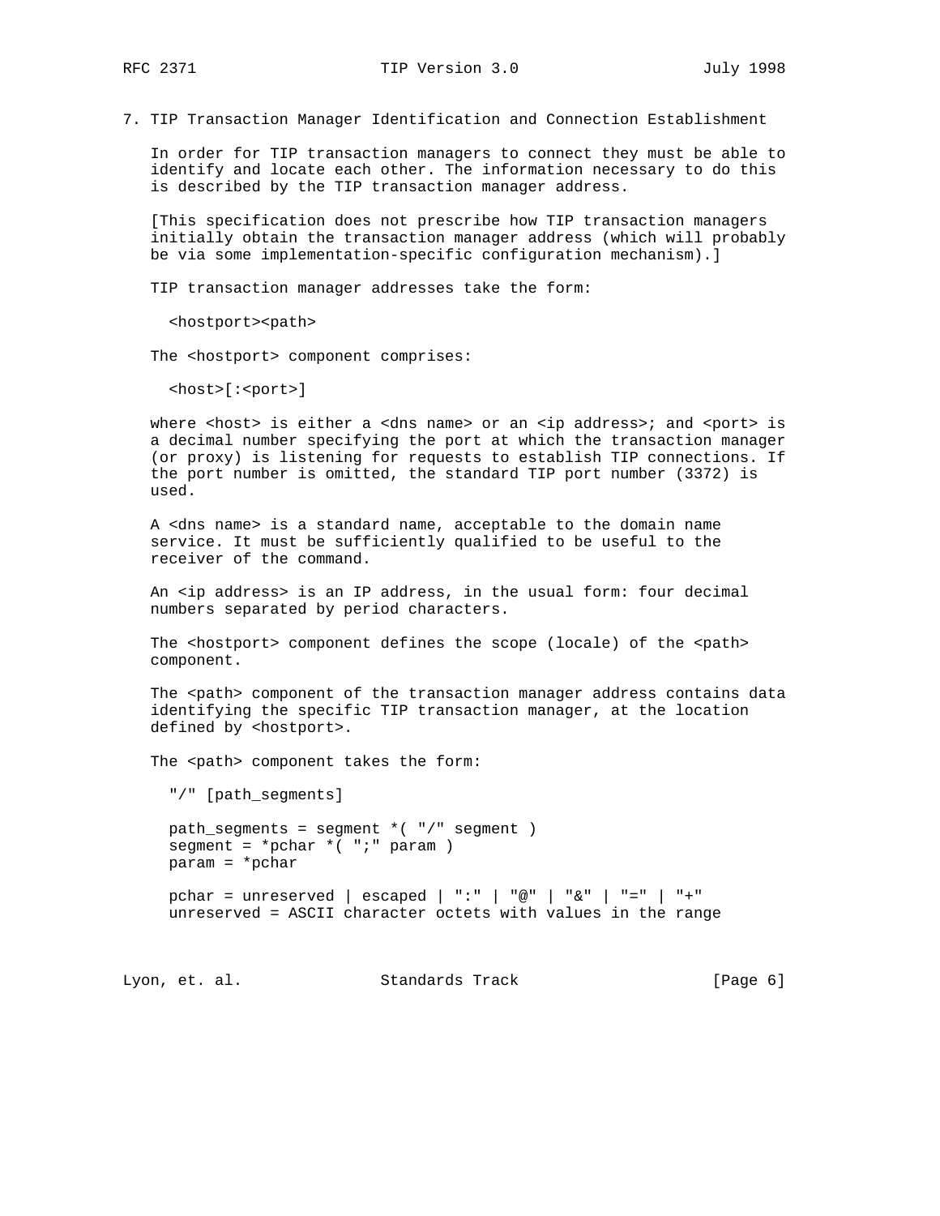## 7. TIP Transaction Manager Identification and Connection Establishment

In order for TIP transaction managers to connect they must be able to identify and locate each other. The information necessary to do this is described by the TIP transaction manager address.

[This specification does not prescribe how TIP transaction managers initially obtain the transaction manager address (which will probably be via some implementation-specific configuration mechanism).]

TIP transaction manager addresses take the form:

```
<hostport><path>
```

The <hostport> component comprises:

```
<host>[:<port>]
```

where <host> is either a <dns name> or an <ip address>; and <port> is a decimal number specifying the port at which the transaction manager (or proxy) is listening for requests to establish TIP connections. If the port number is omitted, the standard TIP port number (3372) is used.

A <dns name> is a standard name, acceptable to the domain name service. It must be sufficiently qualified to be useful to the receiver of the command.

An <ip address> is an IP address, in the usual form: four decimal numbers separated by period characters.

The <hostport> component defines the scope (locale) of the <path> component.

The <path> component of the transaction manager address contains data identifying the specific TIP transaction manager, at the location defined by <hostport>.

The <path> component takes the form:

```
"/" [path_segments]

path_segments = segment *( "/" segment )
segment = *pchar *( ";" param )
param = *pchar

pchar = unreserved | escaped | ":" | "@" | "&" | "=" | "+"
unreserved = ASCII character octets with values in the range
```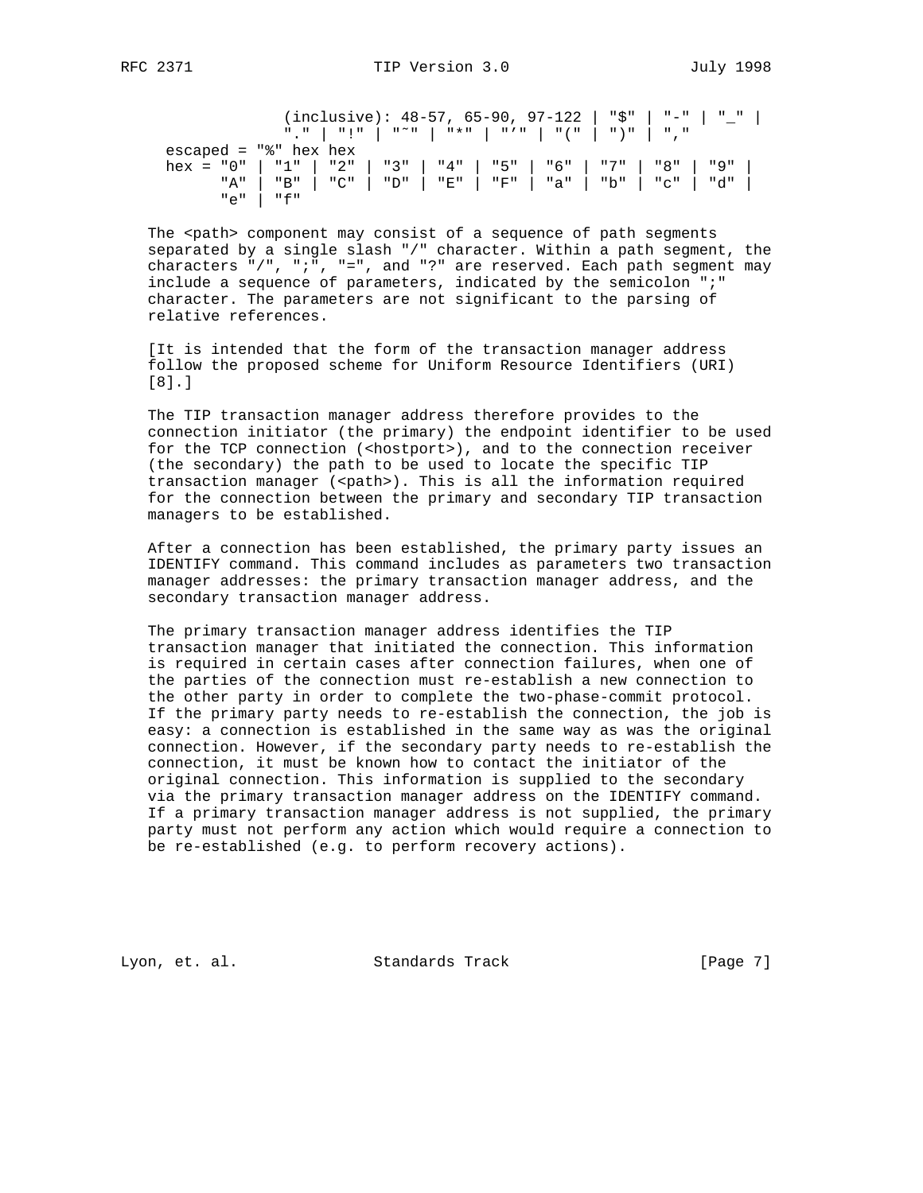```
              (inclusive): 48-57, 65-90, 97-122 | "$" | "-" | "_" |
              "." | "!" | "~" | "*" | "'" | "(" | ")" | ","
   escaped = "%" hex hex
   hex = "0" | "1" | "2" | "3" | "4" | "5" | "6" | "7" | "8" | "9" |
         "A" | "B" | "C" | "D" | "E" | "F" | "a" | "b" | "c" | "d" |
         "e" | "f"
```

The <path> component may consist of a sequence of path segments separated by a single slash "/" character. Within a path segment, the characters "/", ";", "=", and "?" are reserved. Each path segment may include a sequence of parameters, indicated by the semicolon ";" character. The parameters are not significant to the parsing of relative references.

[It is intended that the form of the transaction manager address follow the proposed scheme for Uniform Resource Identifiers (URI) [8].]

The TIP transaction manager address therefore provides to the connection initiator (the primary) the endpoint identifier to be used for the TCP connection (<hostport>), and to the connection receiver (the secondary) the path to be used to locate the specific TIP transaction manager (<path>). This is all the information required for the connection between the primary and secondary TIP transaction managers to be established.

After a connection has been established, the primary party issues an IDENTIFY command. This command includes as parameters two transaction manager addresses: the primary transaction manager address, and the secondary transaction manager address.

The primary transaction manager address identifies the TIP transaction manager that initiated the connection. This information is required in certain cases after connection failures, when one of the parties of the connection must re-establish a new connection to the other party in order to complete the two-phase-commit protocol. If the primary party needs to re-establish the connection, the job is easy: a connection is established in the same way as was the original connection. However, if the secondary party needs to re-establish the connection, it must be known how to contact the initiator of the original connection. This information is supplied to the secondary via the primary transaction manager address on the IDENTIFY command. If a primary transaction manager address is not supplied, the primary party must not perform any action which would require a connection to be re-established (e.g. to perform recovery actions).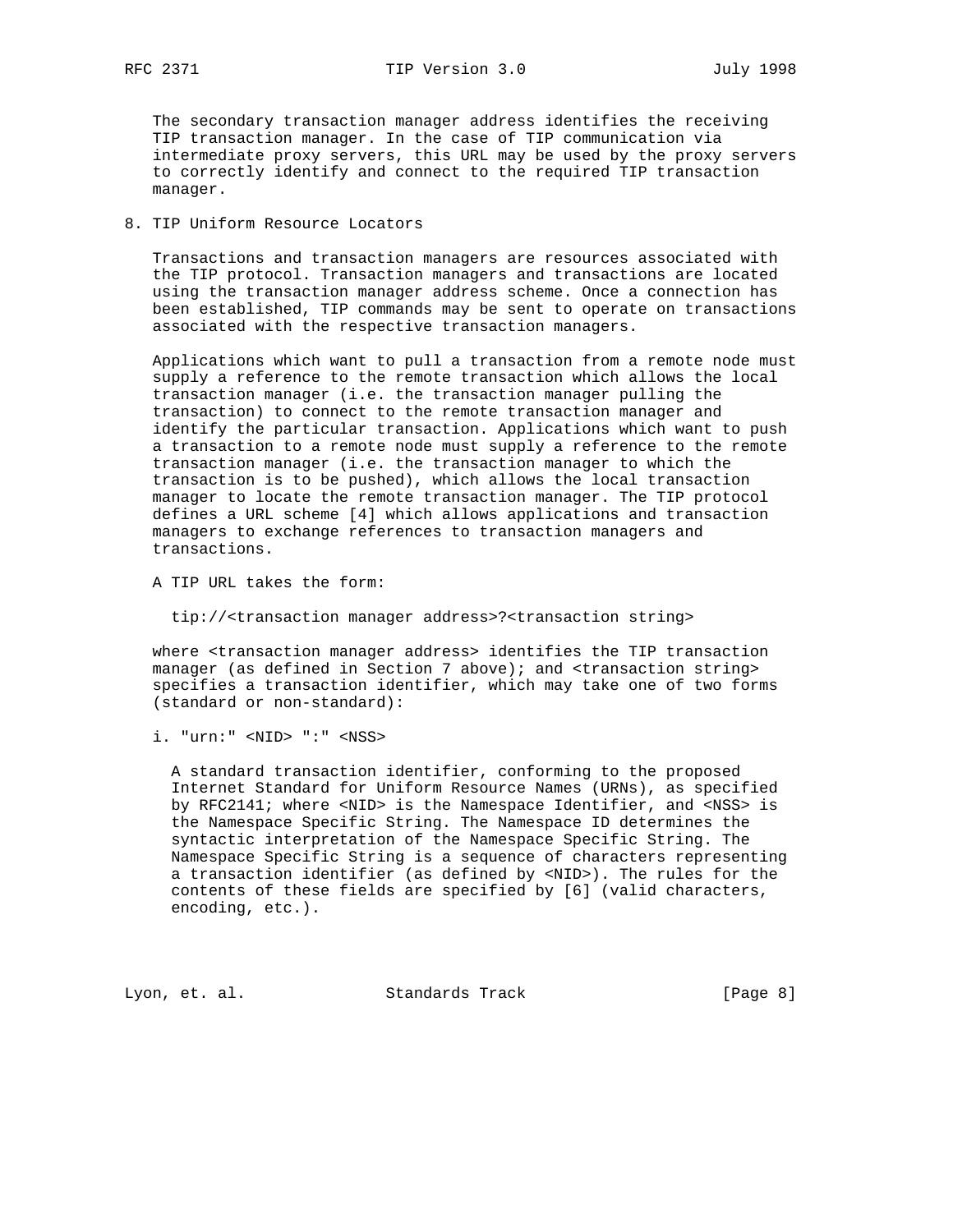The secondary transaction manager address identifies the receiving TIP transaction manager. In the case of TIP communication via intermediate proxy servers, this URL may be used by the proxy servers to correctly identify and connect to the required TIP transaction manager.

## 8. TIP Uniform Resource Locators

Transactions and transaction managers are resources associated with the TIP protocol. Transaction managers and transactions are located using the transaction manager address scheme. Once a connection has been established, TIP commands may be sent to operate on transactions associated with the respective transaction managers.

Applications which want to pull a transaction from a remote node must supply a reference to the remote transaction which allows the local transaction manager (i.e. the transaction manager pulling the transaction) to connect to the remote transaction manager and identify the particular transaction. Applications which want to push a transaction to a remote node must supply a reference to the remote transaction manager (i.e. the transaction manager to which the transaction is to be pushed), which allows the local transaction manager to locate the remote transaction manager. The TIP protocol defines a URL scheme [4] which allows applications and transaction managers to exchange references to transaction managers and transactions.

A TIP URL takes the form:

```
tip://<transaction manager address>?<transaction string>
```

where <transaction manager address> identifies the TIP transaction manager (as defined in Section 7 above); and <transaction string> specifies a transaction identifier, which may take one of two forms (standard or non-standard):

i. "urn:" <NID> ":" <NSS>

   A standard transaction identifier, conforming to the proposed Internet Standard for Uniform Resource Names (URNs), as specified by RFC2141; where <NID> is the Namespace Identifier, and <NSS> is the Namespace Specific String. The Namespace ID determines the syntactic interpretation of the Namespace Specific String. The Namespace Specific String is a sequence of characters representing a transaction identifier (as defined by <NID>). The rules for the contents of these fields are specified by [6] (valid characters, encoding, etc.).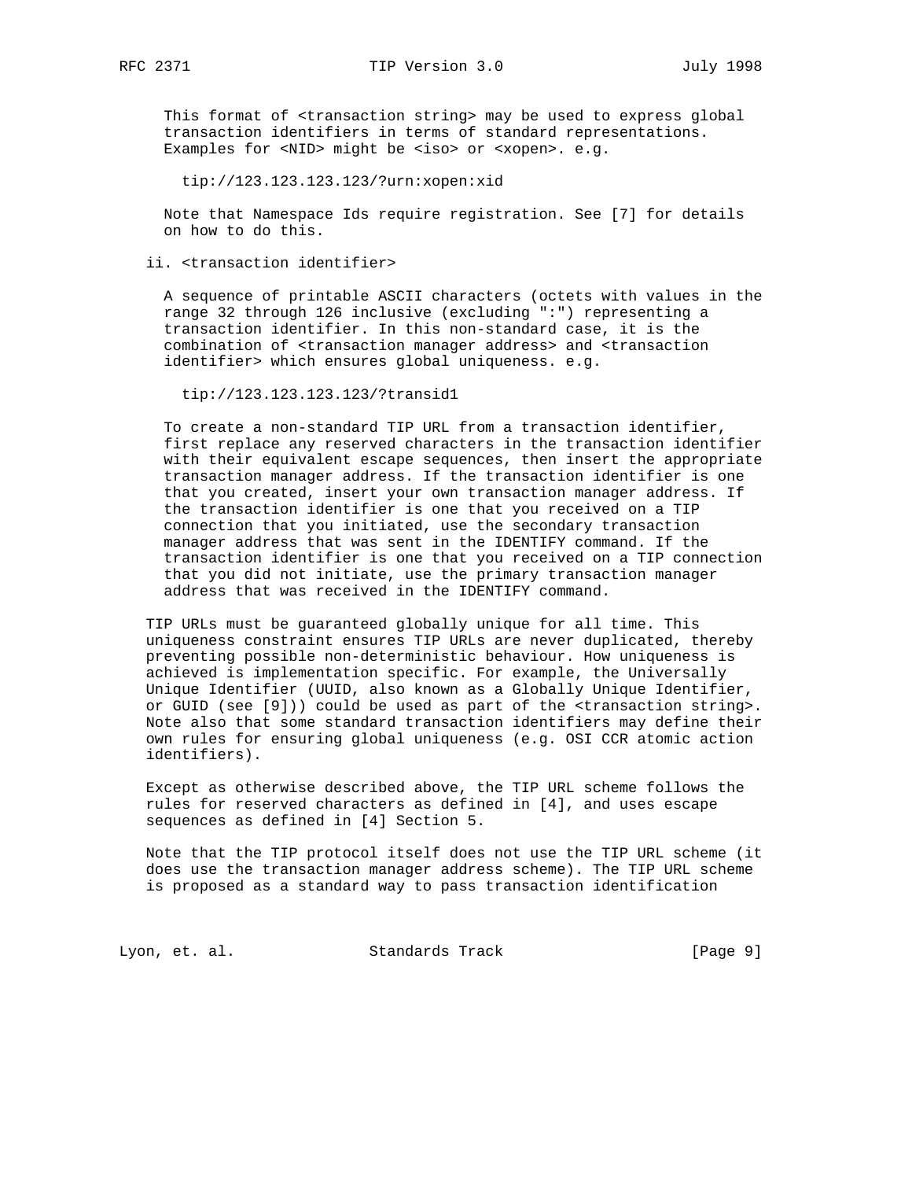This format of <transaction string> may be used to express global transaction identifiers in terms of standard representations. Examples for <NID> might be <iso> or <xopen>. e.g.

```
tip://123.123.123.123/?urn:xopen:xid
```

Note that Namespace Ids require registration. See [7] for details on how to do this.

ii. <transaction identifier>

A sequence of printable ASCII characters (octets with values in the range 32 through 126 inclusive (excluding ":") representing a transaction identifier. In this non-standard case, it is the combination of <transaction manager address> and <transaction identifier> which ensures global uniqueness. e.g.

```
tip://123.123.123.123/?transid1
```

To create a non-standard TIP URL from a transaction identifier, first replace any reserved characters in the transaction identifier with their equivalent escape sequences, then insert the appropriate transaction manager address. If the transaction identifier is one that you created, insert your own transaction manager address. If the transaction identifier is one that you received on a TIP connection that you initiated, use the secondary transaction manager address that was sent in the IDENTIFY command. If the transaction identifier is one that you received on a TIP connection that you did not initiate, use the primary transaction manager address that was received in the IDENTIFY command.

TIP URLs must be guaranteed globally unique for all time. This uniqueness constraint ensures TIP URLs are never duplicated, thereby preventing possible non-deterministic behaviour. How uniqueness is achieved is implementation specific. For example, the Universally Unique Identifier (UUID, also known as a Globally Unique Identifier, or GUID (see [9])) could be used as part of the <transaction string>. Note also that some standard transaction identifiers may define their own rules for ensuring global uniqueness (e.g. OSI CCR atomic action identifiers).

Except as otherwise described above, the TIP URL scheme follows the rules for reserved characters as defined in [4], and uses escape sequences as defined in [4] Section 5.

Note that the TIP protocol itself does not use the TIP URL scheme (it does use the transaction manager address scheme). The TIP URL scheme is proposed as a standard way to pass transaction identification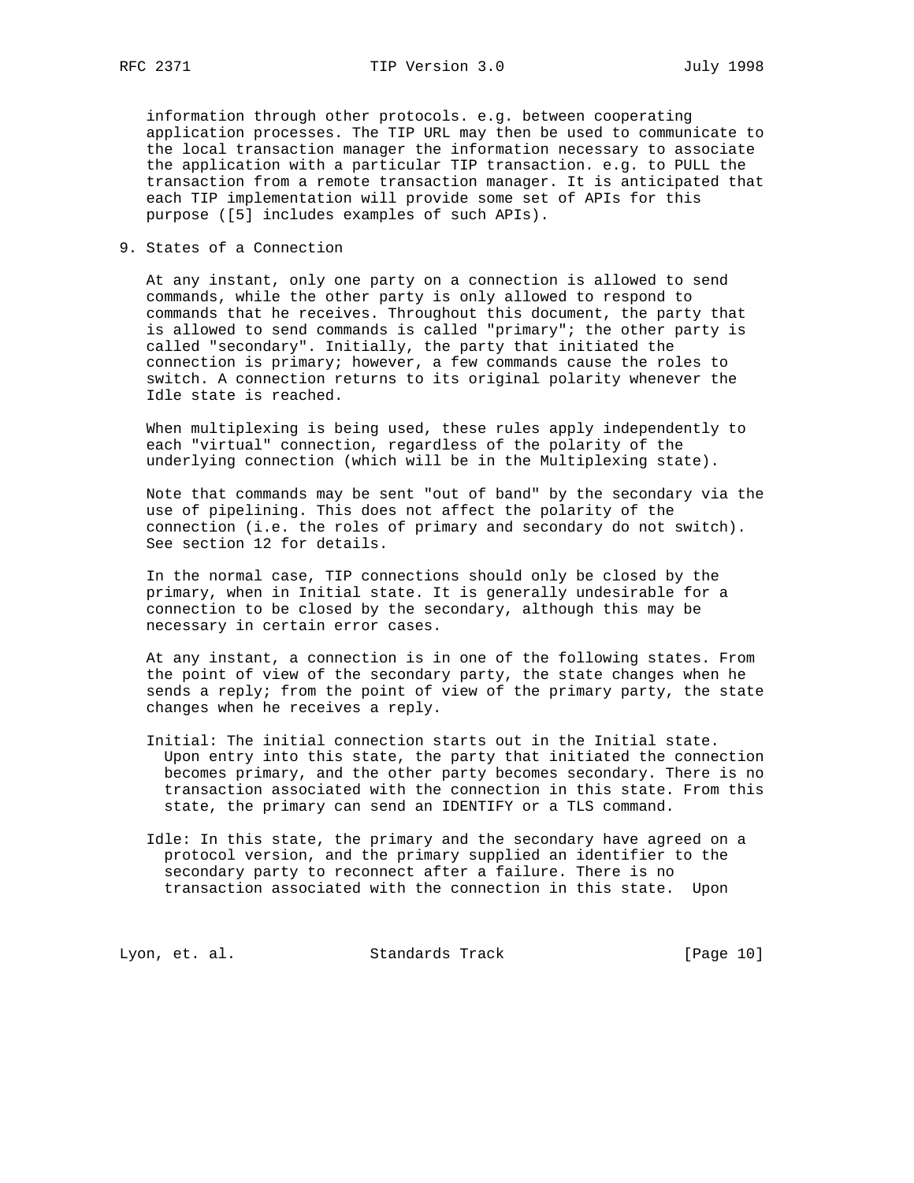information through other protocols. e.g. between cooperating application processes. The TIP URL may then be used to communicate to the local transaction manager the information necessary to associate the application with a particular TIP transaction. e.g. to PULL the transaction from a remote transaction manager. It is anticipated that each TIP implementation will provide some set of APIs for this purpose ([5] includes examples of such APIs).

## 9. States of a Connection

At any instant, only one party on a connection is allowed to send commands, while the other party is only allowed to respond to commands that he receives. Throughout this document, the party that is allowed to send commands is called "primary"; the other party is called "secondary". Initially, the party that initiated the connection is primary; however, a few commands cause the roles to switch. A connection returns to its original polarity whenever the Idle state is reached.

When multiplexing is being used, these rules apply independently to each "virtual" connection, regardless of the polarity of the underlying connection (which will be in the Multiplexing state).

Note that commands may be sent "out of band" by the secondary via the use of pipelining. This does not affect the polarity of the connection (i.e. the roles of primary and secondary do not switch). See section 12 for details.

In the normal case, TIP connections should only be closed by the primary, when in Initial state. It is generally undesirable for a connection to be closed by the secondary, although this may be necessary in certain error cases.

At any instant, a connection is in one of the following states. From the point of view of the secondary party, the state changes when he sends a reply; from the point of view of the primary party, the state changes when he receives a reply.

Initial: The initial connection starts out in the Initial state. Upon entry into this state, the party that initiated the connection becomes primary, and the other party becomes secondary. There is no transaction associated with the connection in this state. From this state, the primary can send an IDENTIFY or a TLS command.

Idle: In this state, the primary and the secondary have agreed on a protocol version, and the primary supplied an identifier to the secondary party to reconnect after a failure. There is no transaction associated with the connection in this state. Upon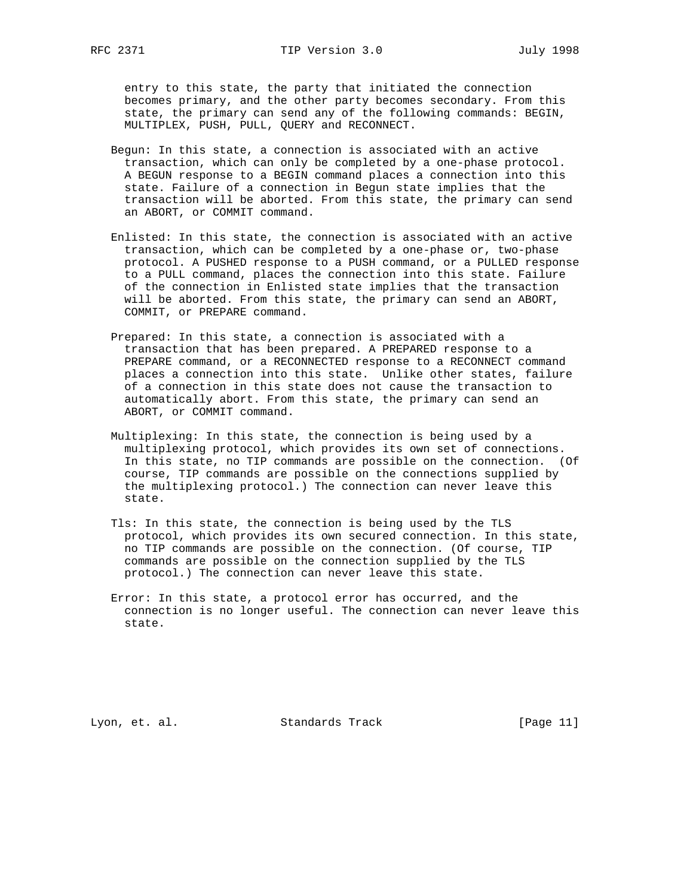entry to this state, the party that initiated the connection becomes primary, and the other party becomes secondary. From this state, the primary can send any of the following commands: BEGIN, MULTIPLEX, PUSH, PULL, QUERY and RECONNECT.

Begun: In this state, a connection is associated with an active transaction, which can only be completed by a one-phase protocol. A BEGUN response to a BEGIN command places a connection into this state. Failure of a connection in Begun state implies that the transaction will be aborted. From this state, the primary can send an ABORT, or COMMIT command.

Enlisted: In this state, the connection is associated with an active transaction, which can be completed by a one-phase or, two-phase protocol. A PUSHED response to a PUSH command, or a PULLED response to a PULL command, places the connection into this state. Failure of the connection in Enlisted state implies that the transaction will be aborted. From this state, the primary can send an ABORT, COMMIT, or PREPARE command.

Prepared: In this state, a connection is associated with a transaction that has been prepared. A PREPARED response to a PREPARE command, or a RECONNECTED response to a RECONNECT command places a connection into this state. Unlike other states, failure of a connection in this state does not cause the transaction to automatically abort. From this state, the primary can send an ABORT, or COMMIT command.

Multiplexing: In this state, the connection is being used by a multiplexing protocol, which provides its own set of connections. In this state, no TIP commands are possible on the connection. (Of course, TIP commands are possible on the connections supplied by the multiplexing protocol.) The connection can never leave this state.

Tls: In this state, the connection is being used by the TLS protocol, which provides its own secured connection. In this state, no TIP commands are possible on the connection. (Of course, TIP commands are possible on the connection supplied by the TLS protocol.) The connection can never leave this state.

Error: In this state, a protocol error has occurred, and the connection is no longer useful. The connection can never leave this state.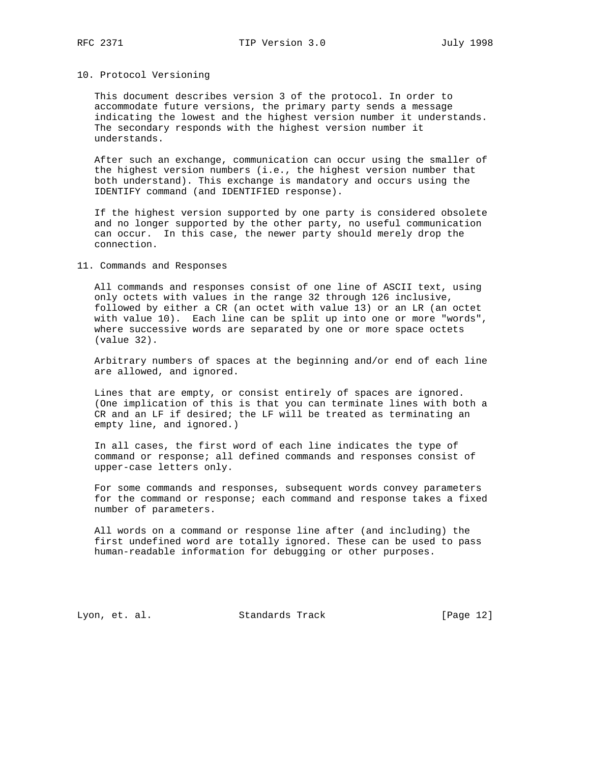## 10. Protocol Versioning

This document describes version 3 of the protocol. In order to accommodate future versions, the primary party sends a message indicating the lowest and the highest version number it understands. The secondary responds with the highest version number it understands.

After such an exchange, communication can occur using the smaller of the highest version numbers (i.e., the highest version number that both understand). This exchange is mandatory and occurs using the IDENTIFY command (and IDENTIFIED response).

If the highest version supported by one party is considered obsolete and no longer supported by the other party, no useful communication can occur. In this case, the newer party should merely drop the connection.

## 11. Commands and Responses

All commands and responses consist of one line of ASCII text, using only octets with values in the range 32 through 126 inclusive, followed by either a CR (an octet with value 13) or an LR (an octet with value 10). Each line can be split up into one or more "words", where successive words are separated by one or more space octets (value 32).

Arbitrary numbers of spaces at the beginning and/or end of each line are allowed, and ignored.

Lines that are empty, or consist entirely of spaces are ignored. (One implication of this is that you can terminate lines with both a CR and an LF if desired; the LF will be treated as terminating an empty line, and ignored.)

In all cases, the first word of each line indicates the type of command or response; all defined commands and responses consist of upper-case letters only.

For some commands and responses, subsequent words convey parameters for the command or response; each command and response takes a fixed number of parameters.

All words on a command or response line after (and including) the first undefined word are totally ignored. These can be used to pass human-readable information for debugging or other purposes.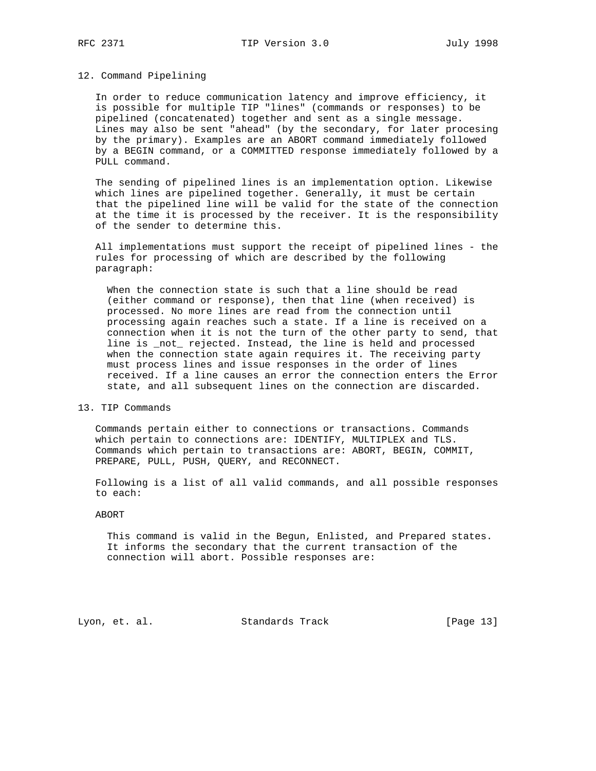## 12. Command Pipelining

In order to reduce communication latency and improve efficiency, it is possible for multiple TIP "lines" (commands or responses) to be pipelined (concatenated) together and sent as a single message. Lines may also be sent "ahead" (by the secondary, for later procesing by the primary). Examples are an ABORT command immediately followed by a BEGIN command, or a COMMITTED response immediately followed by a PULL command.

The sending of pipelined lines is an implementation option. Likewise which lines are pipelined together. Generally, it must be certain that the pipelined line will be valid for the state of the connection at the time it is processed by the receiver. It is the responsibility of the sender to determine this.

All implementations must support the receipt of pipelined lines - the rules for processing of which are described by the following paragraph:

> When the connection state is such that a line should be read (either command or response), then that line (when received) is processed. No more lines are read from the connection until processing again reaches such a state. If a line is received on a connection when it is not the turn of the other party to send, that line is _not_ rejected. Instead, the line is held and processed when the connection state again requires it. The receiving party must process lines and issue responses in the order of lines received. If a line causes an error the connection enters the Error state, and all subsequent lines on the connection are discarded.

## 13. TIP Commands

Commands pertain either to connections or transactions. Commands which pertain to connections are: IDENTIFY, MULTIPLEX and TLS. Commands which pertain to transactions are: ABORT, BEGIN, COMMIT, PREPARE, PULL, PUSH, QUERY, and RECONNECT.

Following is a list of all valid commands, and all possible responses to each:

ABORT

This command is valid in the Begun, Enlisted, and Prepared states. It informs the secondary that the current transaction of the connection will abort. Possible responses are: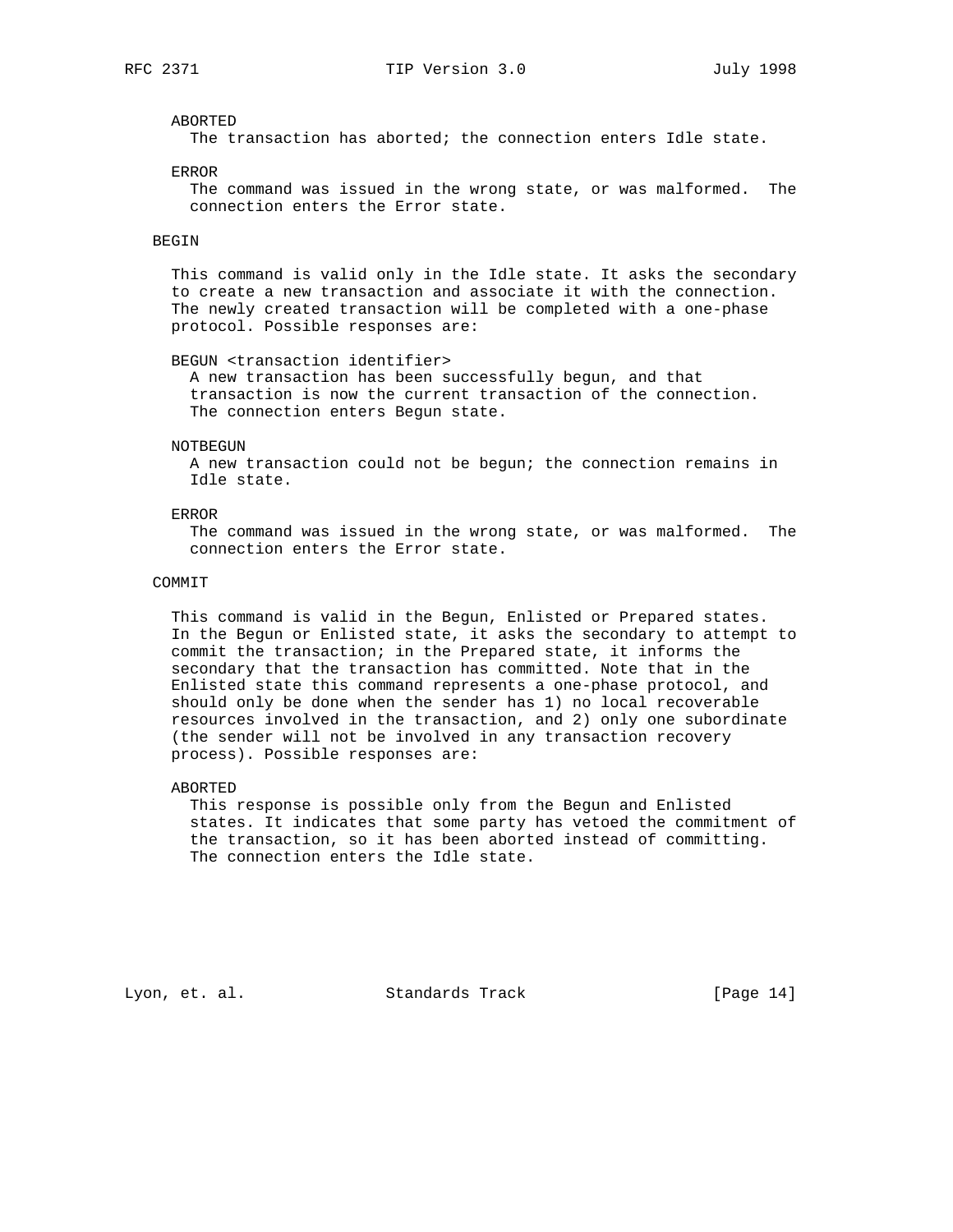ABORTED
The transaction has aborted; the connection enters Idle state.

ERROR
The command was issued in the wrong state, or was malformed. The connection enters the Error state.

BEGIN

This command is valid only in the Idle state. It asks the secondary to create a new transaction and associate it with the connection. The newly created transaction will be completed with a one-phase protocol. Possible responses are:

BEGUN <transaction identifier>
A new transaction has been successfully begun, and that transaction is now the current transaction of the connection. The connection enters Begun state.

NOTBEGUN
A new transaction could not be begun; the connection remains in Idle state.

ERROR
The command was issued in the wrong state, or was malformed. The connection enters the Error state.

COMMIT

This command is valid in the Begun, Enlisted or Prepared states. In the Begun or Enlisted state, it asks the secondary to attempt to commit the transaction; in the Prepared state, it informs the secondary that the transaction has committed. Note that in the Enlisted state this command represents a one-phase protocol, and should only be done when the sender has 1) no local recoverable resources involved in the transaction, and 2) only one subordinate (the sender will not be involved in any transaction recovery process). Possible responses are:

ABORTED
This response is possible only from the Begun and Enlisted states. It indicates that some party has vetoed the commitment of the transaction, so it has been aborted instead of committing. The connection enters the Idle state.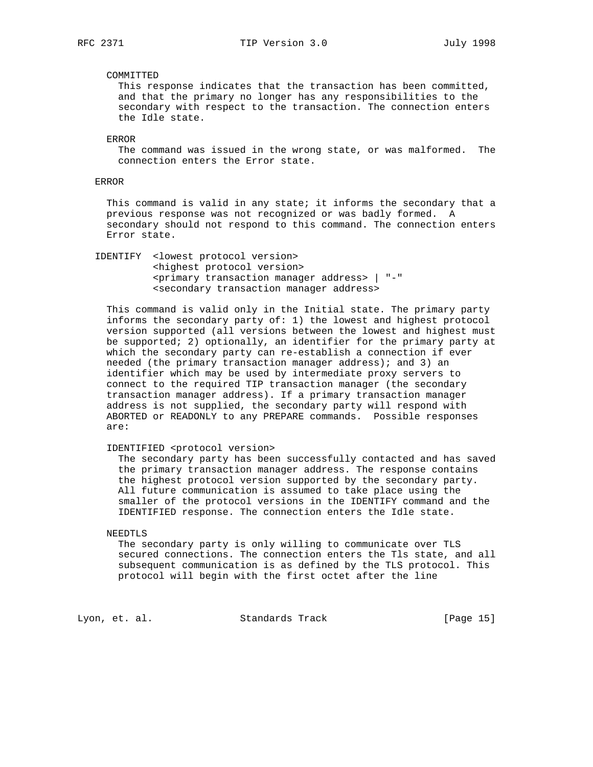COMMITTED

This response indicates that the transaction has been committed, and that the primary no longer has any responsibilities to the secondary with respect to the transaction. The connection enters the Idle state.

ERROR

The command was issued in the wrong state, or was malformed. The connection enters the Error state.

ERROR

This command is valid in any state; it informs the secondary that a previous response was not recognized or was badly formed. A secondary should not respond to this command. The connection enters Error state.

IDENTIFY <lowest protocol version>
         <highest protocol version>
         <primary transaction manager address> | "-"
         <secondary transaction manager address>

This command is valid only in the Initial state. The primary party informs the secondary party of: 1) the lowest and highest protocol version supported (all versions between the lowest and highest must be supported; 2) optionally, an identifier for the primary party at which the secondary party can re-establish a connection if ever needed (the primary transaction manager address); and 3) an identifier which may be used by intermediate proxy servers to connect to the required TIP transaction manager (the secondary transaction manager address). If a primary transaction manager address is not supplied, the secondary party will respond with ABORTED or READONLY to any PREPARE commands. Possible responses are:

IDENTIFIED <protocol version>

The secondary party has been successfully contacted and has saved the primary transaction manager address. The response contains the highest protocol version supported by the secondary party. All future communication is assumed to take place using the smaller of the protocol versions in the IDENTIFY command and the IDENTIFIED response. The connection enters the Idle state.

NEEDTLS

The secondary party is only willing to communicate over TLS secured connections. The connection enters the Tls state, and all subsequent communication is as defined by the TLS protocol. This protocol will begin with the first octet after the line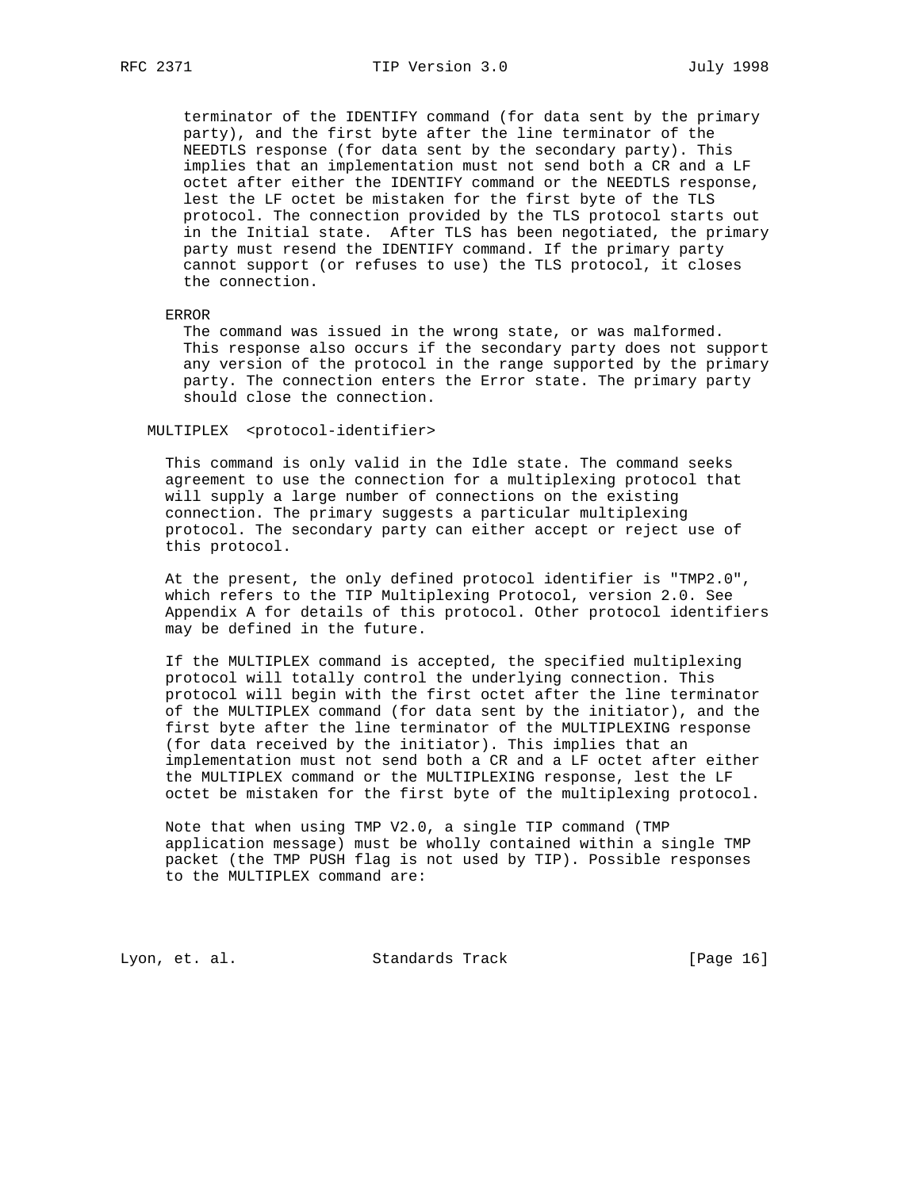terminator of the IDENTIFY command (for data sent by the primary party), and the first byte after the line terminator of the NEEDTLS response (for data sent by the secondary party). This implies that an implementation must not send both a CR and a LF octet after either the IDENTIFY command or the NEEDTLS response, lest the LF octet be mistaken for the first byte of the TLS protocol. The connection provided by the TLS protocol starts out in the Initial state. After TLS has been negotiated, the primary party must resend the IDENTIFY command. If the primary party cannot support (or refuses to use) the TLS protocol, it closes the connection.

ERROR

The command was issued in the wrong state, or was malformed. This response also occurs if the secondary party does not support any version of the protocol in the range supported by the primary party. The connection enters the Error state. The primary party should close the connection.

MULTIPLEX <protocol-identifier>

This command is only valid in the Idle state. The command seeks agreement to use the connection for a multiplexing protocol that will supply a large number of connections on the existing connection. The primary suggests a particular multiplexing protocol. The secondary party can either accept or reject use of this protocol.

At the present, the only defined protocol identifier is "TMP2.0", which refers to the TIP Multiplexing Protocol, version 2.0. See Appendix A for details of this protocol. Other protocol identifiers may be defined in the future.

If the MULTIPLEX command is accepted, the specified multiplexing protocol will totally control the underlying connection. This protocol will begin with the first octet after the line terminator of the MULTIPLEX command (for data sent by the initiator), and the first byte after the line terminator of the MULTIPLEXING response (for data received by the initiator). This implies that an implementation must not send both a CR and a LF octet after either the MULTIPLEX command or the MULTIPLEXING response, lest the LF octet be mistaken for the first byte of the multiplexing protocol.

Note that when using TMP V2.0, a single TIP command (TMP application message) must be wholly contained within a single TMP packet (the TMP PUSH flag is not used by TIP). Possible responses to the MULTIPLEX command are: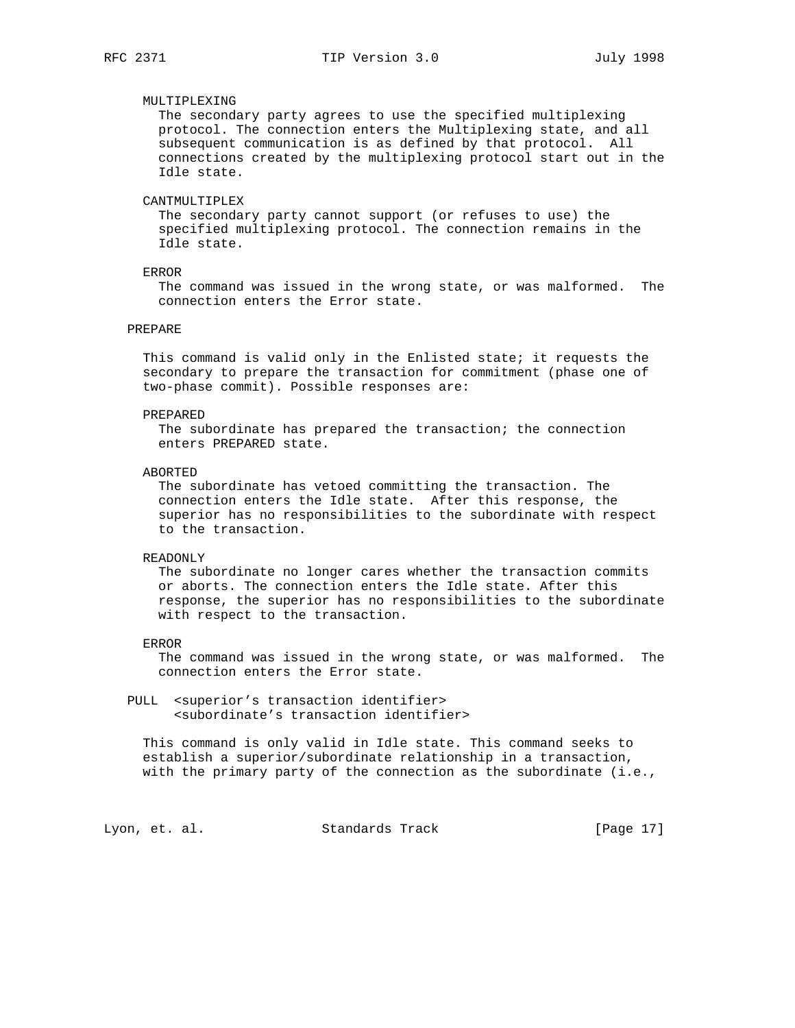MULTIPLEXING
The secondary party agrees to use the specified multiplexing protocol. The connection enters the Multiplexing state, and all subsequent communication is as defined by that protocol. All connections created by the multiplexing protocol start out in the Idle state.

CANTMULTIPLEX
The secondary party cannot support (or refuses to use) the specified multiplexing protocol. The connection remains in the Idle state.

ERROR
The command was issued in the wrong state, or was malformed. The connection enters the Error state.

PREPARE

This command is valid only in the Enlisted state; it requests the secondary to prepare the transaction for commitment (phase one of two-phase commit). Possible responses are:

PREPARED
The subordinate has prepared the transaction; the connection enters PREPARED state.

ABORTED
The subordinate has vetoed committing the transaction. The connection enters the Idle state. After this response, the superior has no responsibilities to the subordinate with respect to the transaction.

READONLY
The subordinate no longer cares whether the transaction commits or aborts. The connection enters the Idle state. After this response, the superior has no responsibilities to the subordinate with respect to the transaction.

ERROR
The command was issued in the wrong state, or was malformed. The connection enters the Error state.

PULL <superior’s transaction identifier>
     <subordinate’s transaction identifier>

This command is only valid in Idle state. This command seeks to establish a superior/subordinate relationship in a transaction, with the primary party of the connection as the subordinate (i.e.,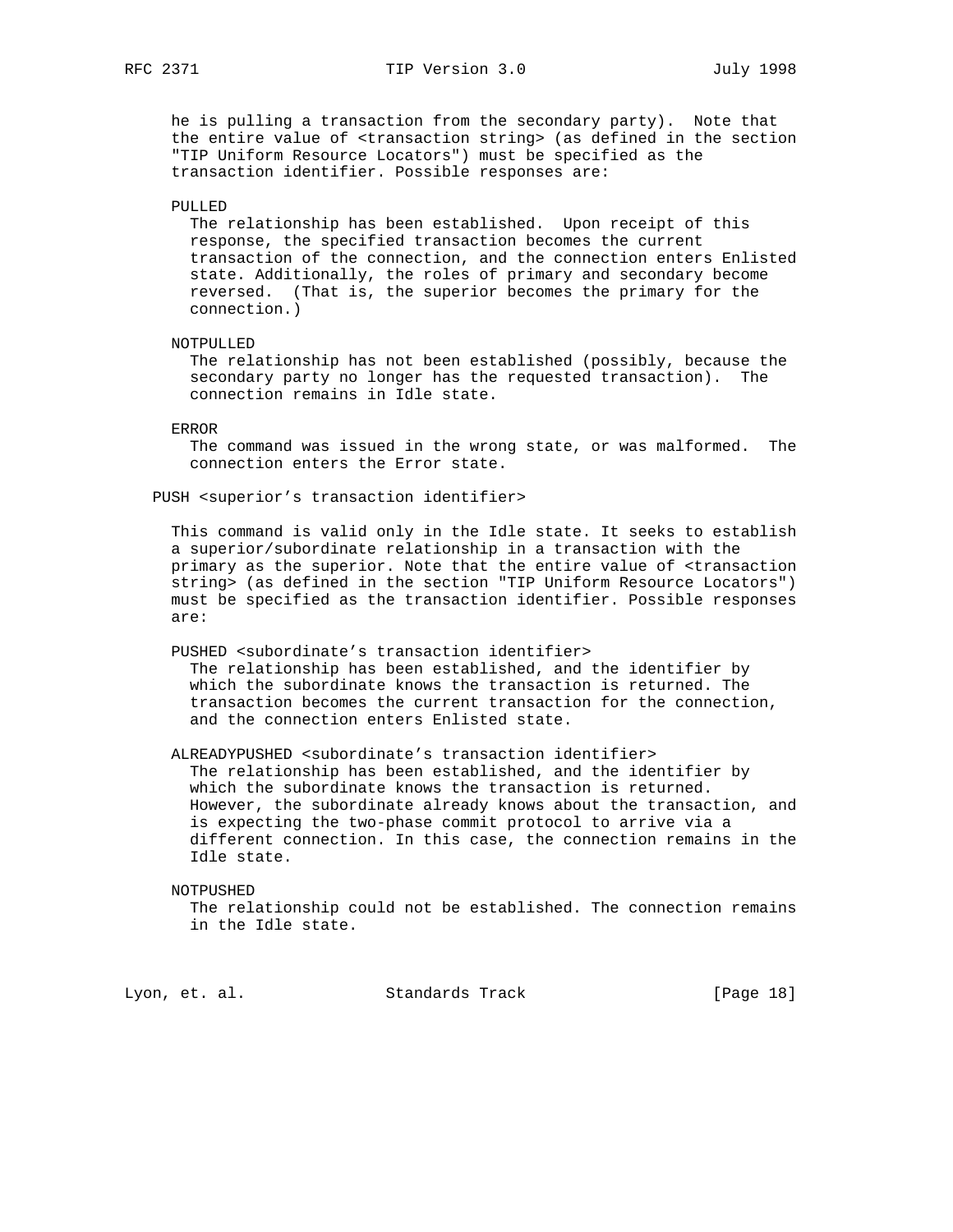he is pulling a transaction from the secondary party). Note that the entire value of <transaction string> (as defined in the section "TIP Uniform Resource Locators") must be specified as the transaction identifier. Possible responses are:

PULLED
The relationship has been established. Upon receipt of this response, the specified transaction becomes the current transaction of the connection, and the connection enters Enlisted state. Additionally, the roles of primary and secondary become reversed. (That is, the superior becomes the primary for the connection.)

NOTPULLED
The relationship has not been established (possibly, because the secondary party no longer has the requested transaction). The connection remains in Idle state.

ERROR
The command was issued in the wrong state, or was malformed. The connection enters the Error state.

PUSH <superior's transaction identifier>

This command is valid only in the Idle state. It seeks to establish a superior/subordinate relationship in a transaction with the primary as the superior. Note that the entire value of <transaction string> (as defined in the section "TIP Uniform Resource Locators") must be specified as the transaction identifier. Possible responses are:

PUSHED <subordinate's transaction identifier>
The relationship has been established, and the identifier by which the subordinate knows the transaction is returned. The transaction becomes the current transaction for the connection, and the connection enters Enlisted state.

ALREADYPUSHED <subordinate's transaction identifier>
The relationship has been established, and the identifier by which the subordinate knows the transaction is returned. However, the subordinate already knows about the transaction, and is expecting the two-phase commit protocol to arrive via a different connection. In this case, the connection remains in the Idle state.

NOTPUSHED
The relationship could not be established. The connection remains in the Idle state.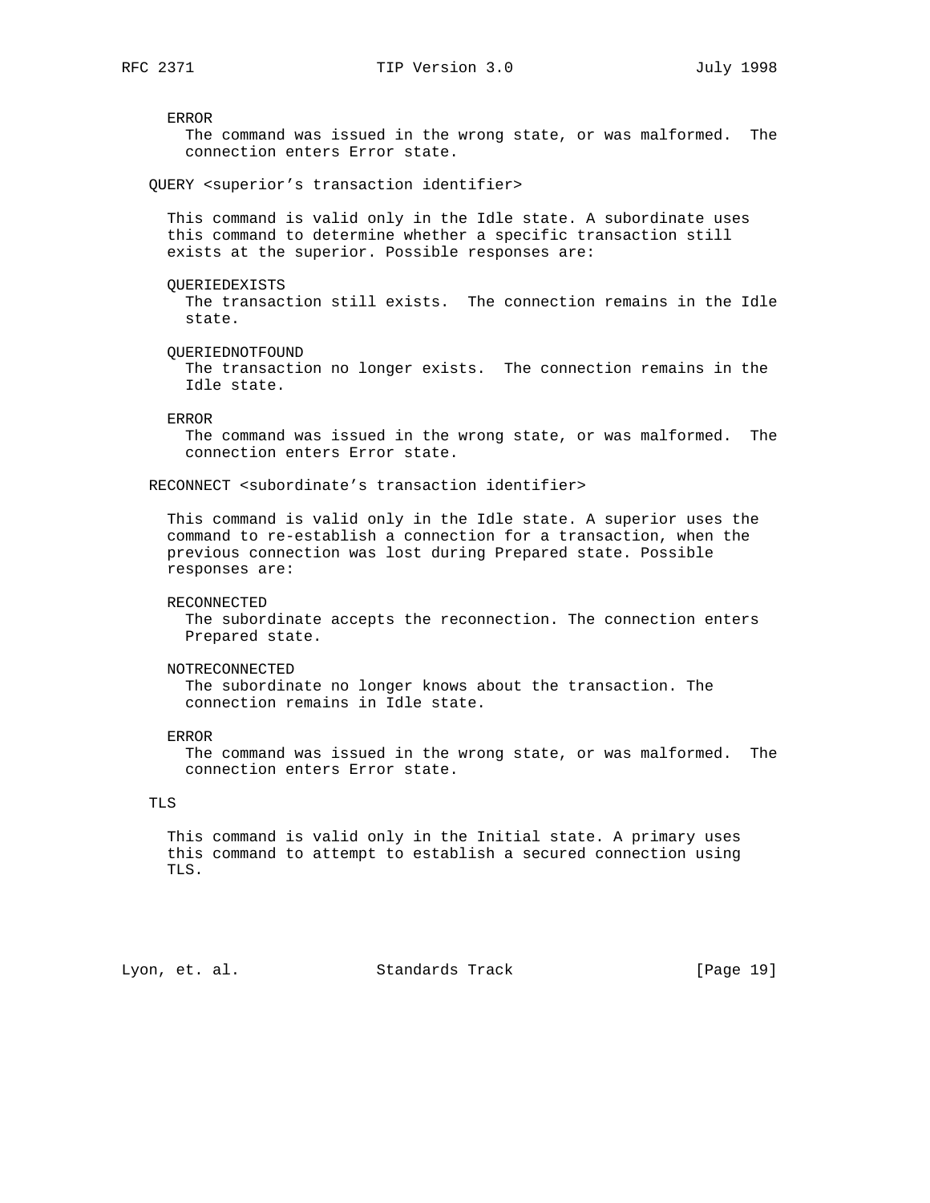ERROR
  The command was issued in the wrong state, or was malformed.  The connection enters Error state.

QUERY <superior's transaction identifier>

This command is valid only in the Idle state. A subordinate uses this command to determine whether a specific transaction still exists at the superior. Possible responses are:

QUERIEDEXISTS
  The transaction still exists.  The connection remains in the Idle state.

QUERIEDNOTFOUND
  The transaction no longer exists.  The connection remains in the Idle state.

ERROR
  The command was issued in the wrong state, or was malformed.  The connection enters Error state.

RECONNECT <subordinate's transaction identifier>

This command is valid only in the Idle state. A superior uses the command to re-establish a connection for a transaction, when the previous connection was lost during Prepared state. Possible responses are:

RECONNECTED
  The subordinate accepts the reconnection. The connection enters Prepared state.

NOTRECONNECTED
  The subordinate no longer knows about the transaction. The connection remains in Idle state.

ERROR
  The command was issued in the wrong state, or was malformed.  The connection enters Error state.

TLS

This command is valid only in the Initial state. A primary uses this command to attempt to establish a secured connection using TLS.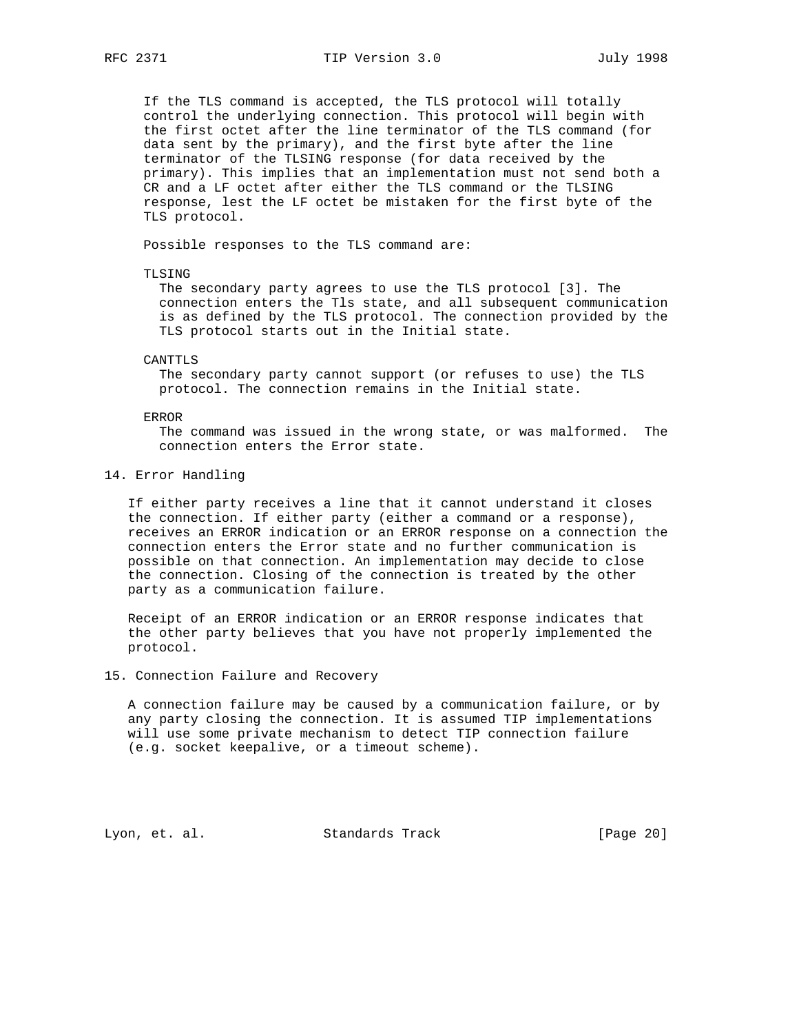If the TLS command is accepted, the TLS protocol will totally control the underlying connection. This protocol will begin with the first octet after the line terminator of the TLS command (for data sent by the primary), and the first byte after the line terminator of the TLSING response (for data received by the primary). This implies that an implementation must not send both a CR and a LF octet after either the TLS command or the TLSING response, lest the LF octet be mistaken for the first byte of the TLS protocol.

Possible responses to the TLS command are:

TLSING
: The secondary party agrees to use the TLS protocol [3]. The connection enters the Tls state, and all subsequent communication is as defined by the TLS protocol. The connection provided by the TLS protocol starts out in the Initial state.

CANTTLS
: The secondary party cannot support (or refuses to use) the TLS protocol. The connection remains in the Initial state.

ERROR
: The command was issued in the wrong state, or was malformed. The connection enters the Error state.

## 14. Error Handling

If either party receives a line that it cannot understand it closes the connection. If either party (either a command or a response), receives an ERROR indication or an ERROR response on a connection the connection enters the Error state and no further communication is possible on that connection. An implementation may decide to close the connection. Closing of the connection is treated by the other party as a communication failure.

Receipt of an ERROR indication or an ERROR response indicates that the other party believes that you have not properly implemented the protocol.

## 15. Connection Failure and Recovery

A connection failure may be caused by a communication failure, or by any party closing the connection. It is assumed TIP implementations will use some private mechanism to detect TIP connection failure (e.g. socket keepalive, or a timeout scheme).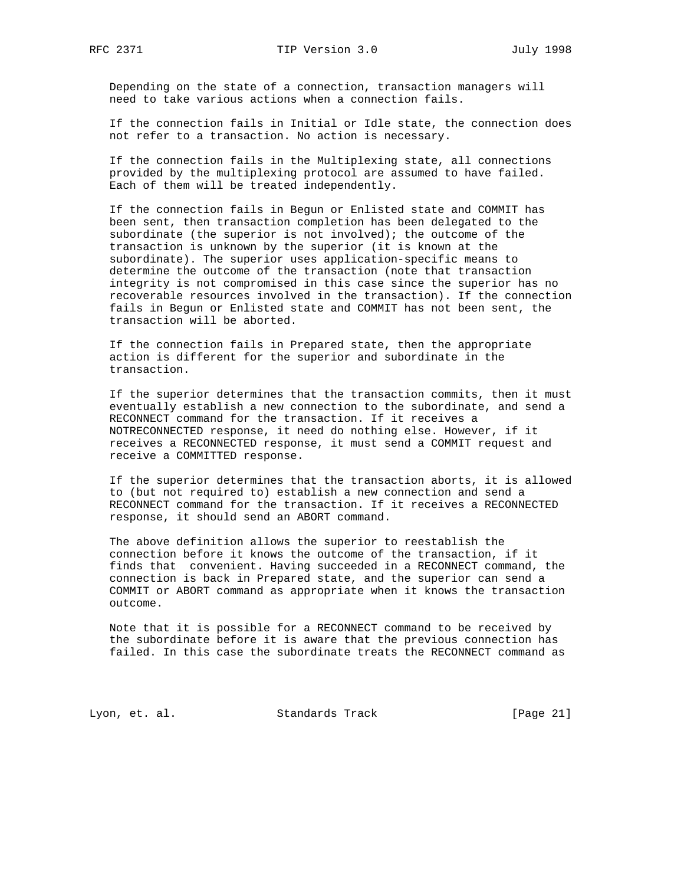Depending on the state of a connection, transaction managers will need to take various actions when a connection fails.

If the connection fails in Initial or Idle state, the connection does not refer to a transaction. No action is necessary.

If the connection fails in the Multiplexing state, all connections provided by the multiplexing protocol are assumed to have failed. Each of them will be treated independently.

If the connection fails in Begun or Enlisted state and COMMIT has been sent, then transaction completion has been delegated to the subordinate (the superior is not involved); the outcome of the transaction is unknown by the superior (it is known at the subordinate). The superior uses application-specific means to determine the outcome of the transaction (note that transaction integrity is not compromised in this case since the superior has no recoverable resources involved in the transaction). If the connection fails in Begun or Enlisted state and COMMIT has not been sent, the transaction will be aborted.

If the connection fails in Prepared state, then the appropriate action is different for the superior and subordinate in the transaction.

If the superior determines that the transaction commits, then it must eventually establish a new connection to the subordinate, and send a RECONNECT command for the transaction. If it receives a NOTRECONNECTED response, it need do nothing else. However, if it receives a RECONNECTED response, it must send a COMMIT request and receive a COMMITTED response.

If the superior determines that the transaction aborts, it is allowed to (but not required to) establish a new connection and send a RECONNECT command for the transaction. If it receives a RECONNECTED response, it should send an ABORT command.

The above definition allows the superior to reestablish the connection before it knows the outcome of the transaction, if it finds that convenient. Having succeeded in a RECONNECT command, the connection is back in Prepared state, and the superior can send a COMMIT or ABORT command as appropriate when it knows the transaction outcome.

Note that it is possible for a RECONNECT command to be received by the subordinate before it is aware that the previous connection has failed. In this case the subordinate treats the RECONNECT command as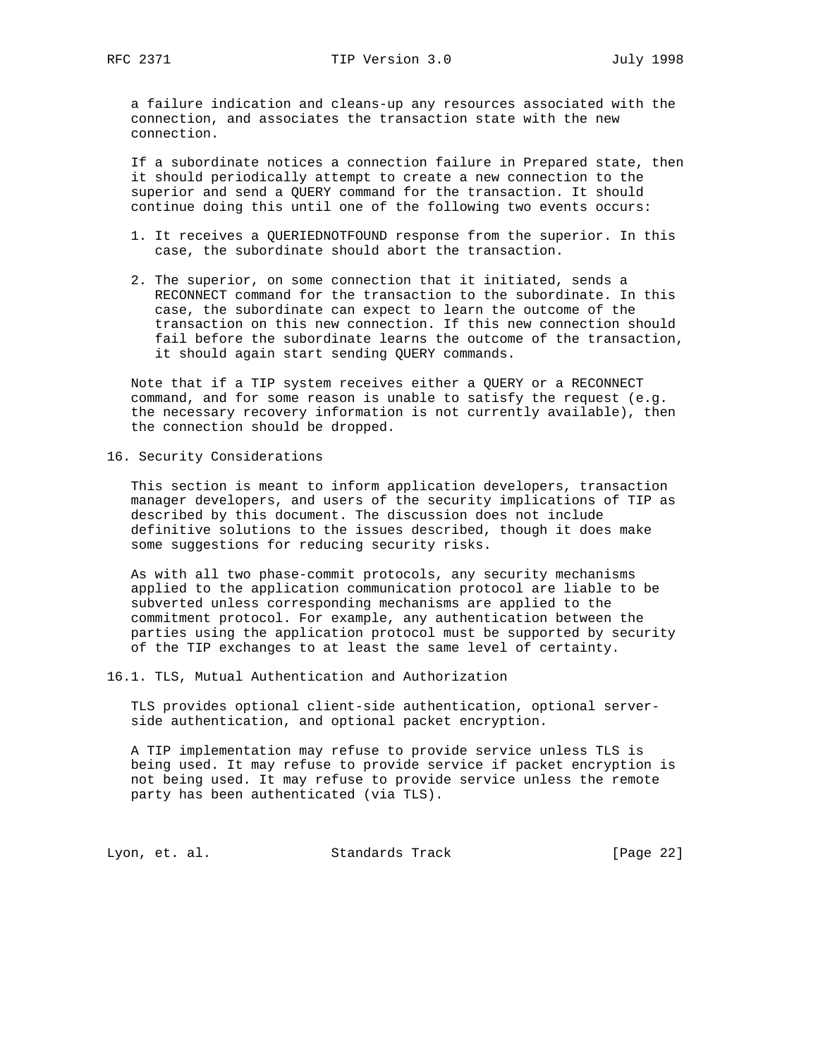a failure indication and cleans-up any resources associated with the connection, and associates the transaction state with the new connection.

If a subordinate notices a connection failure in Prepared state, then it should periodically attempt to create a new connection to the superior and send a QUERY command for the transaction. It should continue doing this until one of the following two events occurs:

1. It receives a QUERIEDNOTFOUND response from the superior. In this case, the subordinate should abort the transaction.

2. The superior, on some connection that it initiated, sends a RECONNECT command for the transaction to the subordinate. In this case, the subordinate can expect to learn the outcome of the transaction on this new connection. If this new connection should fail before the subordinate learns the outcome of the transaction, it should again start sending QUERY commands.

Note that if a TIP system receives either a QUERY or a RECONNECT command, and for some reason is unable to satisfy the request (e.g. the necessary recovery information is not currently available), then the connection should be dropped.

## 16. Security Considerations

This section is meant to inform application developers, transaction manager developers, and users of the security implications of TIP as described by this document. The discussion does not include definitive solutions to the issues described, though it does make some suggestions for reducing security risks.

As with all two phase-commit protocols, any security mechanisms applied to the application communication protocol are liable to be subverted unless corresponding mechanisms are applied to the commitment protocol. For example, any authentication between the parties using the application protocol must be supported by security of the TIP exchanges to at least the same level of certainty.

### 16.1. TLS, Mutual Authentication and Authorization

TLS provides optional client-side authentication, optional server-side authentication, and optional packet encryption.

A TIP implementation may refuse to provide service unless TLS is being used. It may refuse to provide service if packet encryption is not being used. It may refuse to provide service unless the remote party has been authenticated (via TLS).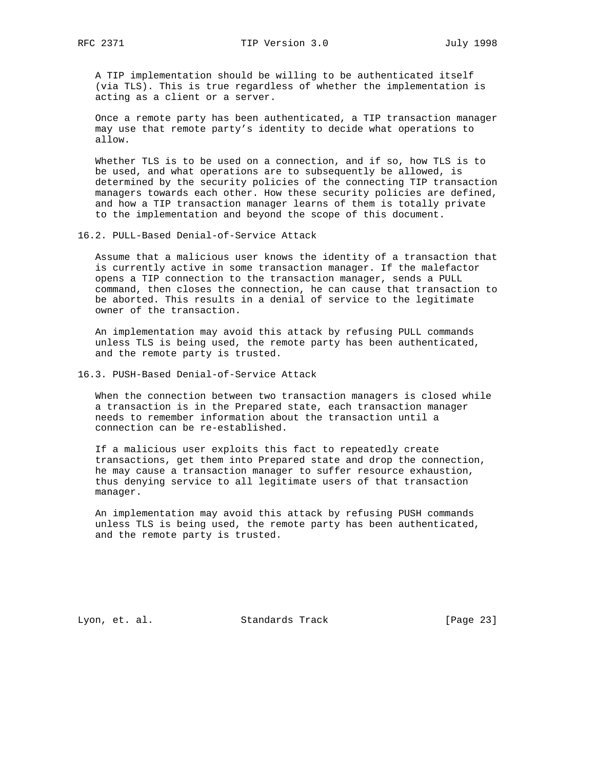A TIP implementation should be willing to be authenticated itself (via TLS). This is true regardless of whether the implementation is acting as a client or a server.

Once a remote party has been authenticated, a TIP transaction manager may use that remote party's identity to decide what operations to allow.

Whether TLS is to be used on a connection, and if so, how TLS is to be used, and what operations are to subsequently be allowed, is determined by the security policies of the connecting TIP transaction managers towards each other. How these security policies are defined, and how a TIP transaction manager learns of them is totally private to the implementation and beyond the scope of this document.

## 16.2. PULL-Based Denial-of-Service Attack

Assume that a malicious user knows the identity of a transaction that is currently active in some transaction manager. If the malefactor opens a TIP connection to the transaction manager, sends a PULL command, then closes the connection, he can cause that transaction to be aborted. This results in a denial of service to the legitimate owner of the transaction.

An implementation may avoid this attack by refusing PULL commands unless TLS is being used, the remote party has been authenticated, and the remote party is trusted.

## 16.3. PUSH-Based Denial-of-Service Attack

When the connection between two transaction managers is closed while a transaction is in the Prepared state, each transaction manager needs to remember information about the transaction until a connection can be re-established.

If a malicious user exploits this fact to repeatedly create transactions, get them into Prepared state and drop the connection, he may cause a transaction manager to suffer resource exhaustion, thus denying service to all legitimate users of that transaction manager.

An implementation may avoid this attack by refusing PUSH commands unless TLS is being used, the remote party has been authenticated, and the remote party is trusted.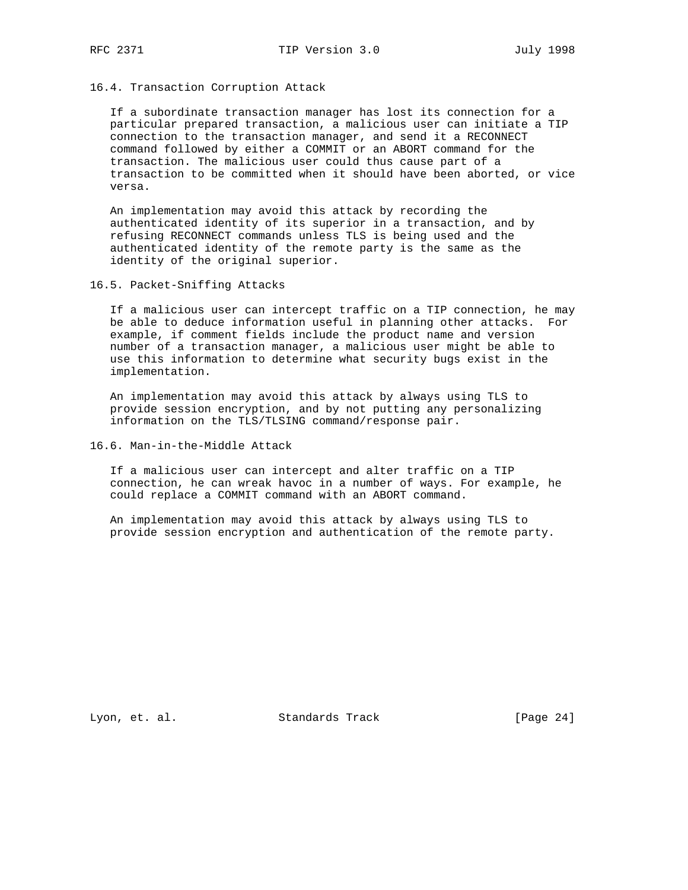### 16.4. Transaction Corruption Attack

If a subordinate transaction manager has lost its connection for a particular prepared transaction, a malicious user can initiate a TIP connection to the transaction manager, and send it a RECONNECT command followed by either a COMMIT or an ABORT command for the transaction. The malicious user could thus cause part of a transaction to be committed when it should have been aborted, or vice versa.

An implementation may avoid this attack by recording the authenticated identity of its superior in a transaction, and by refusing RECONNECT commands unless TLS is being used and the authenticated identity of the remote party is the same as the identity of the original superior.

### 16.5. Packet-Sniffing Attacks

If a malicious user can intercept traffic on a TIP connection, he may be able to deduce information useful in planning other attacks. For example, if comment fields include the product name and version number of a transaction manager, a malicious user might be able to use this information to determine what security bugs exist in the implementation.

An implementation may avoid this attack by always using TLS to provide session encryption, and by not putting any personalizing information on the TLS/TLSING command/response pair.

### 16.6. Man-in-the-Middle Attack

If a malicious user can intercept and alter traffic on a TIP connection, he can wreak havoc in a number of ways. For example, he could replace a COMMIT command with an ABORT command.

An implementation may avoid this attack by always using TLS to provide session encryption and authentication of the remote party.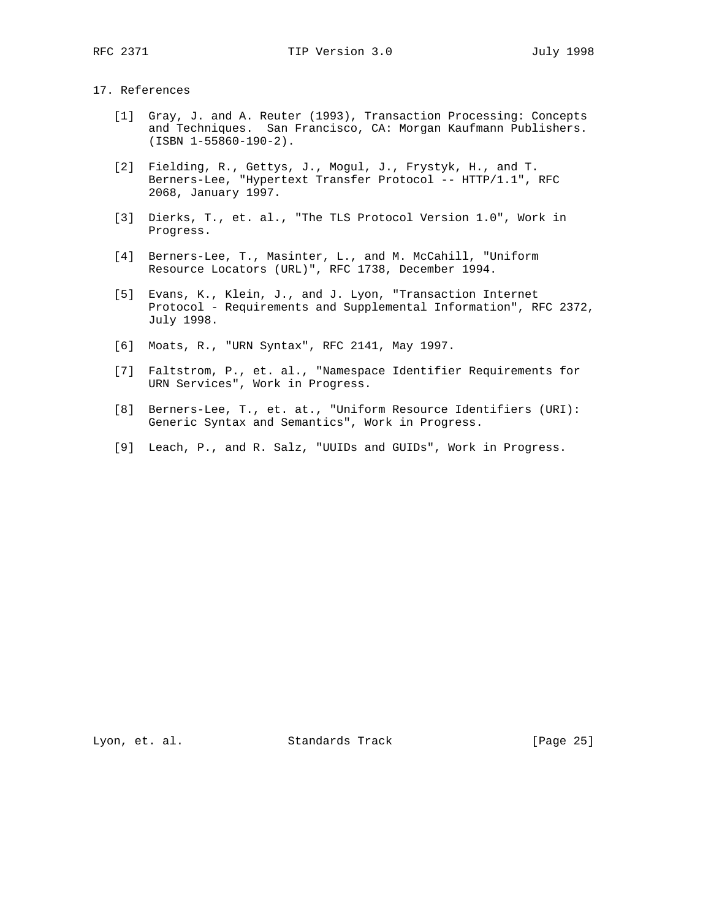## 17. References

[1] Gray, J. and A. Reuter (1993), Transaction Processing: Concepts and Techniques. San Francisco, CA: Morgan Kaufmann Publishers. (ISBN 1-55860-190-2).

[2] Fielding, R., Gettys, J., Mogul, J., Frystyk, H., and T. Berners-Lee, "Hypertext Transfer Protocol -- HTTP/1.1", RFC 2068, January 1997.

[3] Dierks, T., et. al., "The TLS Protocol Version 1.0", Work in Progress.

[4] Berners-Lee, T., Masinter, L., and M. McCahill, "Uniform Resource Locators (URL)", RFC 1738, December 1994.

[5] Evans, K., Klein, J., and J. Lyon, "Transaction Internet Protocol - Requirements and Supplemental Information", RFC 2372, July 1998.

[6] Moats, R., "URN Syntax", RFC 2141, May 1997.

[7] Faltstrom, P., et. al., "Namespace Identifier Requirements for URN Services", Work in Progress.

[8] Berners-Lee, T., et. at., "Uniform Resource Identifiers (URI): Generic Syntax and Semantics", Work in Progress.

[9] Leach, P., and R. Salz, "UUIDs and GUIDs", Work in Progress.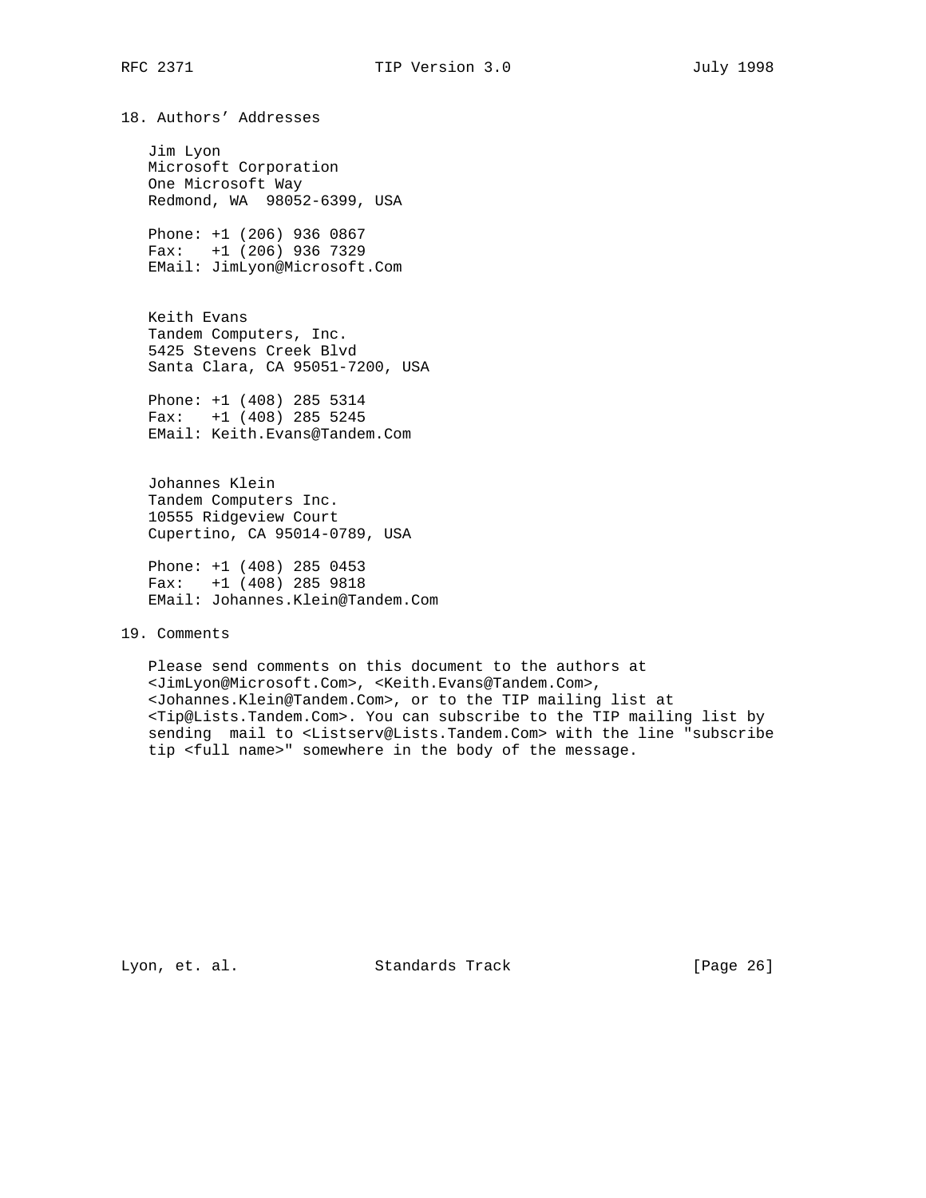## 18. Authors' Addresses

Jim Lyon
Microsoft Corporation
One Microsoft Way
Redmond, WA 98052-6399, USA

Phone: +1 (206) 936 0867
Fax: +1 (206) 936 7329
EMail: JimLyon@Microsoft.Com

Keith Evans
Tandem Computers, Inc.
5425 Stevens Creek Blvd
Santa Clara, CA 95051-7200, USA

Phone: +1 (408) 285 5314
Fax: +1 (408) 285 5245
EMail: Keith.Evans@Tandem.Com

Johannes Klein
Tandem Computers Inc.
10555 Ridgeview Court
Cupertino, CA 95014-0789, USA

Phone: +1 (408) 285 0453
Fax: +1 (408) 285 9818
EMail: Johannes.Klein@Tandem.Com

## 19. Comments

Please send comments on this document to the authors at <JimLyon@Microsoft.Com>, <Keith.Evans@Tandem.Com>, <Johannes.Klein@Tandem.Com>, or to the TIP mailing list at <Tip@Lists.Tandem.Com>. You can subscribe to the TIP mailing list by sending mail to <Listserv@Lists.Tandem.Com> with the line "subscribe tip <full name>" somewhere in the body of the message.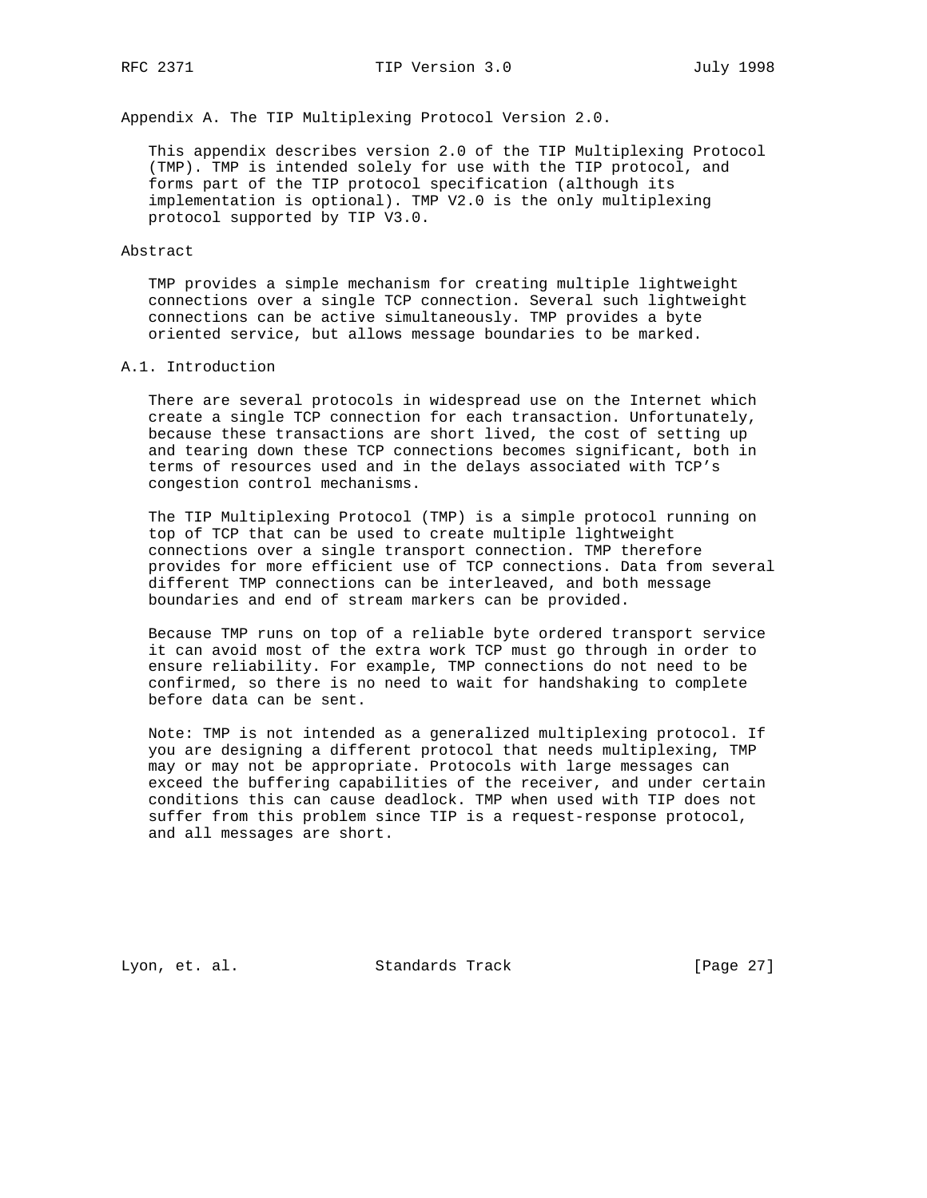## Appendix A. The TIP Multiplexing Protocol Version 2.0.

This appendix describes version 2.0 of the TIP Multiplexing Protocol (TMP). TMP is intended solely for use with the TIP protocol, and forms part of the TIP protocol specification (although its implementation is optional). TMP V2.0 is the only multiplexing protocol supported by TIP V3.0.

### Abstract

TMP provides a simple mechanism for creating multiple lightweight connections over a single TCP connection. Several such lightweight connections can be active simultaneously. TMP provides a byte oriented service, but allows message boundaries to be marked.

### A.1. Introduction

There are several protocols in widespread use on the Internet which create a single TCP connection for each transaction. Unfortunately, because these transactions are short lived, the cost of setting up and tearing down these TCP connections becomes significant, both in terms of resources used and in the delays associated with TCP's congestion control mechanisms.

The TIP Multiplexing Protocol (TMP) is a simple protocol running on top of TCP that can be used to create multiple lightweight connections over a single transport connection. TMP therefore provides for more efficient use of TCP connections. Data from several different TMP connections can be interleaved, and both message boundaries and end of stream markers can be provided.

Because TMP runs on top of a reliable byte ordered transport service it can avoid most of the extra work TCP must go through in order to ensure reliability. For example, TMP connections do not need to be confirmed, so there is no need to wait for handshaking to complete before data can be sent.

Note: TMP is not intended as a generalized multiplexing protocol. If you are designing a different protocol that needs multiplexing, TMP may or may not be appropriate. Protocols with large messages can exceed the buffering capabilities of the receiver, and under certain conditions this can cause deadlock. TMP when used with TIP does not suffer from this problem since TIP is a request-response protocol, and all messages are short.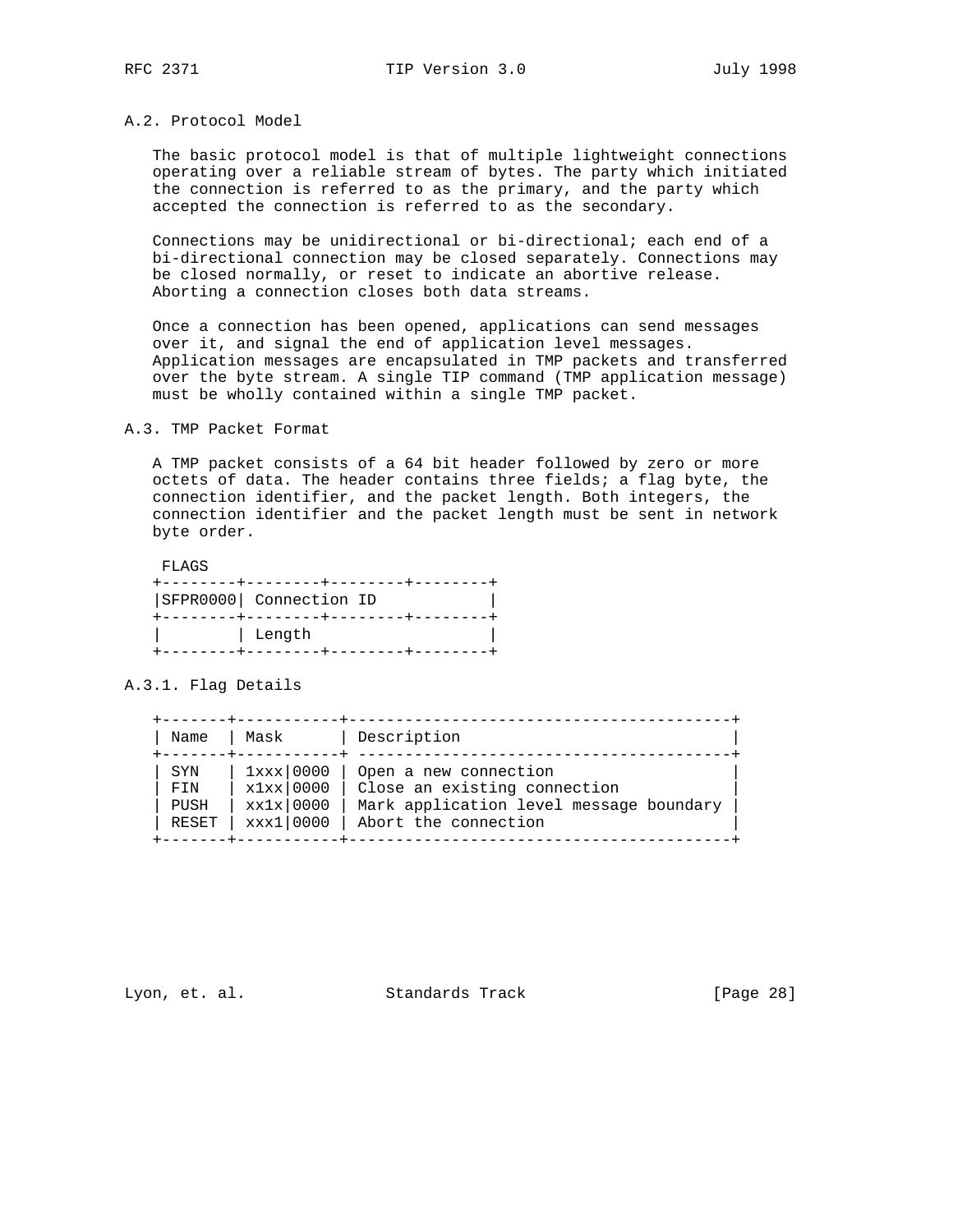## A.2. Protocol Model

The basic protocol model is that of multiple lightweight connections operating over a reliable stream of bytes. The party which initiated the connection is referred to as the primary, and the party which accepted the connection is referred to as the secondary.

Connections may be unidirectional or bi-directional; each end of a bi-directional connection may be closed separately. Connections may be closed normally, or reset to indicate an abortive release. Aborting a connection closes both data streams.

Once a connection has been opened, applications can send messages over it, and signal the end of application level messages. Application messages are encapsulated in TMP packets and transferred over the byte stream. A single TIP command (TMP application message) must be wholly contained within a single TMP packet.

## A.3. TMP Packet Format

A TMP packet consists of a 64 bit header followed by zero or more octets of data. The header contains three fields; a flag byte, the connection identifier, and the packet length. Both integers, the connection identifier and the packet length must be sent in network byte order.

```
 FLAGS
+--------+--------+--------+--------+
|SFPR0000| Connection ID            |
+--------+--------+--------+--------+
|        | Length                   |
+--------+--------+--------+--------+
```

### A.3.1. Flag Details

| Name | Mask | Description |
|---|---|---|
| SYN | 1xxx\|0000 | Open a new connection |
| FIN | x1xx\|0000 | Close an existing connection |
| PUSH | xx1x\|0000 | Mark application level message boundary |
| RESET | xxx1\|0000 | Abort the connection |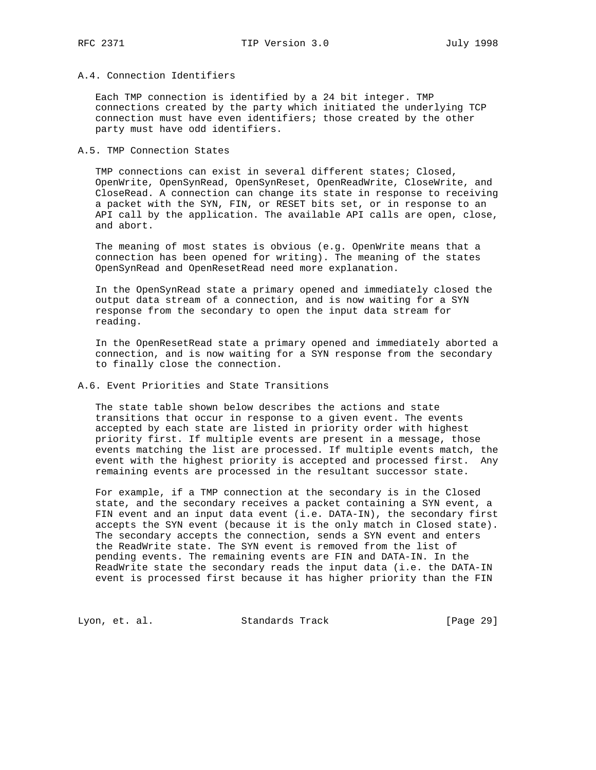### A.4. Connection Identifiers

Each TMP connection is identified by a 24 bit integer. TMP connections created by the party which initiated the underlying TCP connection must have even identifiers; those created by the other party must have odd identifiers.

### A.5. TMP Connection States

TMP connections can exist in several different states; Closed, OpenWrite, OpenSynRead, OpenSynReset, OpenReadWrite, CloseWrite, and CloseRead. A connection can change its state in response to receiving a packet with the SYN, FIN, or RESET bits set, or in response to an API call by the application. The available API calls are open, close, and abort.

The meaning of most states is obvious (e.g. OpenWrite means that a connection has been opened for writing). The meaning of the states OpenSynRead and OpenResetRead need more explanation.

In the OpenSynRead state a primary opened and immediately closed the output data stream of a connection, and is now waiting for a SYN response from the secondary to open the input data stream for reading.

In the OpenResetRead state a primary opened and immediately aborted a connection, and is now waiting for a SYN response from the secondary to finally close the connection.

### A.6. Event Priorities and State Transitions

The state table shown below describes the actions and state transitions that occur in response to a given event. The events accepted by each state are listed in priority order with highest priority first. If multiple events are present in a message, those events matching the list are processed. If multiple events match, the event with the highest priority is accepted and processed first. Any remaining events are processed in the resultant successor state.

For example, if a TMP connection at the secondary is in the Closed state, and the secondary receives a packet containing a SYN event, a FIN event and an input data event (i.e. DATA-IN), the secondary first accepts the SYN event (because it is the only match in Closed state). The secondary accepts the connection, sends a SYN event and enters the ReadWrite state. The SYN event is removed from the list of pending events. The remaining events are FIN and DATA-IN. In the ReadWrite state the secondary reads the input data (i.e. the DATA-IN event is processed first because it has higher priority than the FIN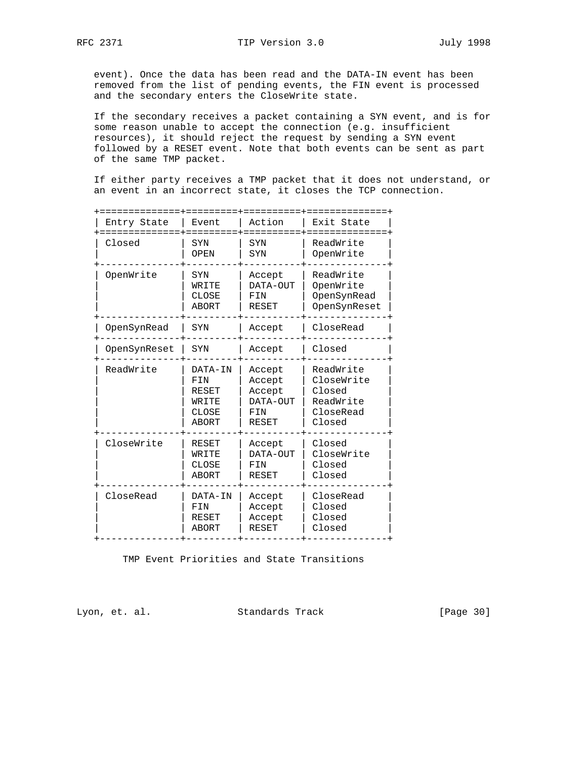event). Once the data has been read and the DATA-IN event has been removed from the list of pending events, the FIN event is processed and the secondary enters the CloseWrite state.

If the secondary receives a packet containing a SYN event, and is for some reason unable to accept the connection (e.g. insufficient resources), it should reject the request by sending a SYN event followed by a RESET event. Note that both events can be sent as part of the same TMP packet.

If either party receives a TMP packet that it does not understand, or an event in an incorrect state, it closes the TCP connection.

| Entry State | Event | Action | Exit State |
|---|---|---|---|
| Closed | SYN | SYN | ReadWrite |
| | OPEN | SYN | OpenWrite |
| OpenWrite | SYN | Accept | ReadWrite |
| | WRITE | DATA-OUT | OpenWrite |
| | CLOSE | FIN | OpenSynRead |
| | ABORT | RESET | OpenSynReset |
| OpenSynRead | SYN | Accept | CloseRead |
| OpenSynReset | SYN | Accept | Closed |
| ReadWrite | DATA-IN | Accept | ReadWrite |
| | FIN | Accept | CloseWrite |
| | RESET | Accept | Closed |
| | WRITE | DATA-OUT | ReadWrite |
| | CLOSE | FIN | CloseRead |
| | ABORT | RESET | Closed |
| CloseWrite | RESET | Accept | Closed |
| | WRITE | DATA-OUT | CloseWrite |
| | CLOSE | FIN | Closed |
| | ABORT | RESET | Closed |
| CloseRead | DATA-IN | Accept | CloseRead |
| | FIN | Accept | Closed |
| | RESET | Accept | Closed |
| | ABORT | RESET | Closed |

TMP Event Priorities and State Transitions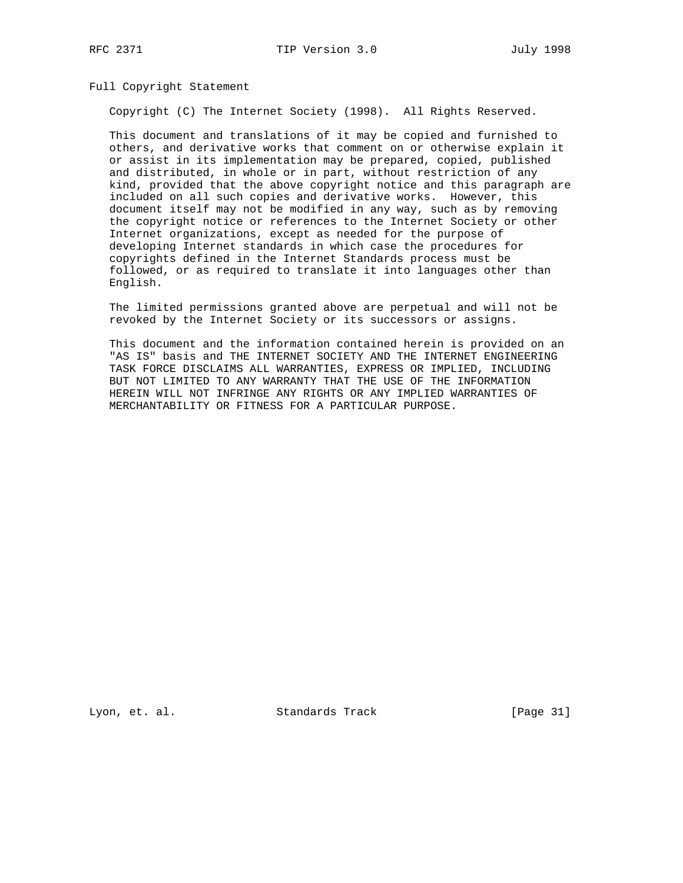## Full Copyright Statement

Copyright (C) The Internet Society (1998). All Rights Reserved.

This document and translations of it may be copied and furnished to others, and derivative works that comment on or otherwise explain it or assist in its implementation may be prepared, copied, published and distributed, in whole or in part, without restriction of any kind, provided that the above copyright notice and this paragraph are included on all such copies and derivative works. However, this document itself may not be modified in any way, such as by removing the copyright notice or references to the Internet Society or other Internet organizations, except as needed for the purpose of developing Internet standards in which case the procedures for copyrights defined in the Internet Standards process must be followed, or as required to translate it into languages other than English.

The limited permissions granted above are perpetual and will not be revoked by the Internet Society or its successors or assigns.

This document and the information contained herein is provided on an "AS IS" basis and THE INTERNET SOCIETY AND THE INTERNET ENGINEERING TASK FORCE DISCLAIMS ALL WARRANTIES, EXPRESS OR IMPLIED, INCLUDING BUT NOT LIMITED TO ANY WARRANTY THAT THE USE OF THE INFORMATION HEREIN WILL NOT INFRINGE ANY RIGHTS OR ANY IMPLIED WARRANTIES OF MERCHANTABILITY OR FITNESS FOR A PARTICULAR PURPOSE.